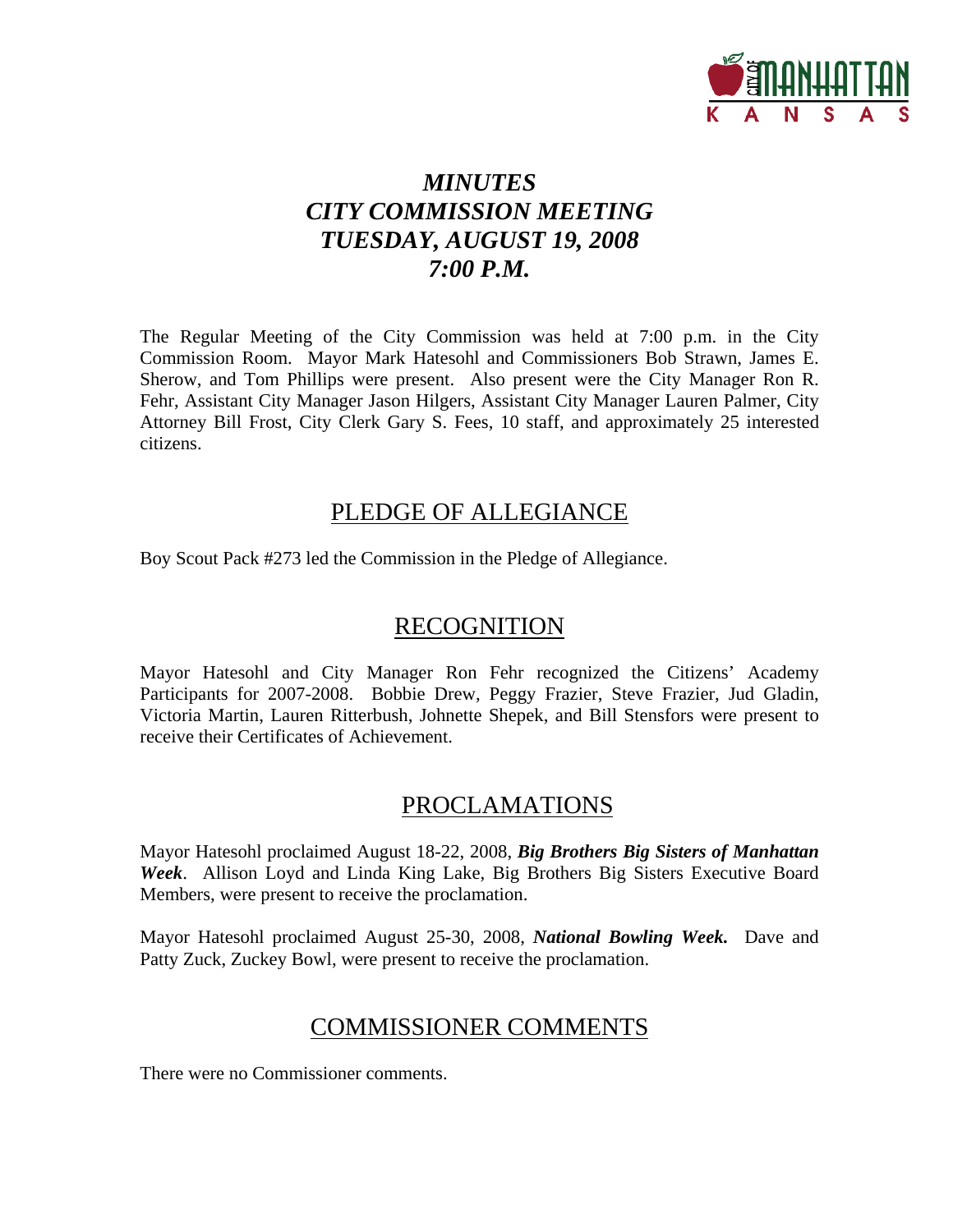# *MINUTES*
# *CITY COMMISSION MEETING*
# *TUESDAY, AUGUST 19, 2008*
# *7:00 P.M.*

The Regular Meeting of the City Commission was held at 7:00 p.m. in the City Commission Room. Mayor Mark Hatesohl and Commissioners Bob Strawn, James E. Sherow, and Tom Phillips were present. Also present were the City Manager Ron R. Fehr, Assistant City Manager Jason Hilgers, Assistant City Manager Lauren Palmer, City Attorney Bill Frost, City Clerk Gary S. Fees, 10 staff, and approximately 25 interested citizens.

## PLEDGE OF ALLEGIANCE

Boy Scout Pack #273 led the Commission in the Pledge of Allegiance.

## RECOGNITION

Mayor Hatesohl and City Manager Ron Fehr recognized the Citizens' Academy Participants for 2007-2008. Bobbie Drew, Peggy Frazier, Steve Frazier, Jud Gladin, Victoria Martin, Lauren Ritterbush, Johnette Shepek, and Bill Stensfors were present to receive their Certificates of Achievement.

## PROCLAMATIONS

Mayor Hatesohl proclaimed August 18-22, 2008, ***Big Brothers Big Sisters of Manhattan Week***. Allison Loyd and Linda King Lake, Big Brothers Big Sisters Executive Board Members, were present to receive the proclamation.

Mayor Hatesohl proclaimed August 25-30, 2008, ***National Bowling Week.*** Dave and Patty Zuck, Zuckey Bowl, were present to receive the proclamation.

## COMMISSIONER COMMENTS

There were no Commissioner comments.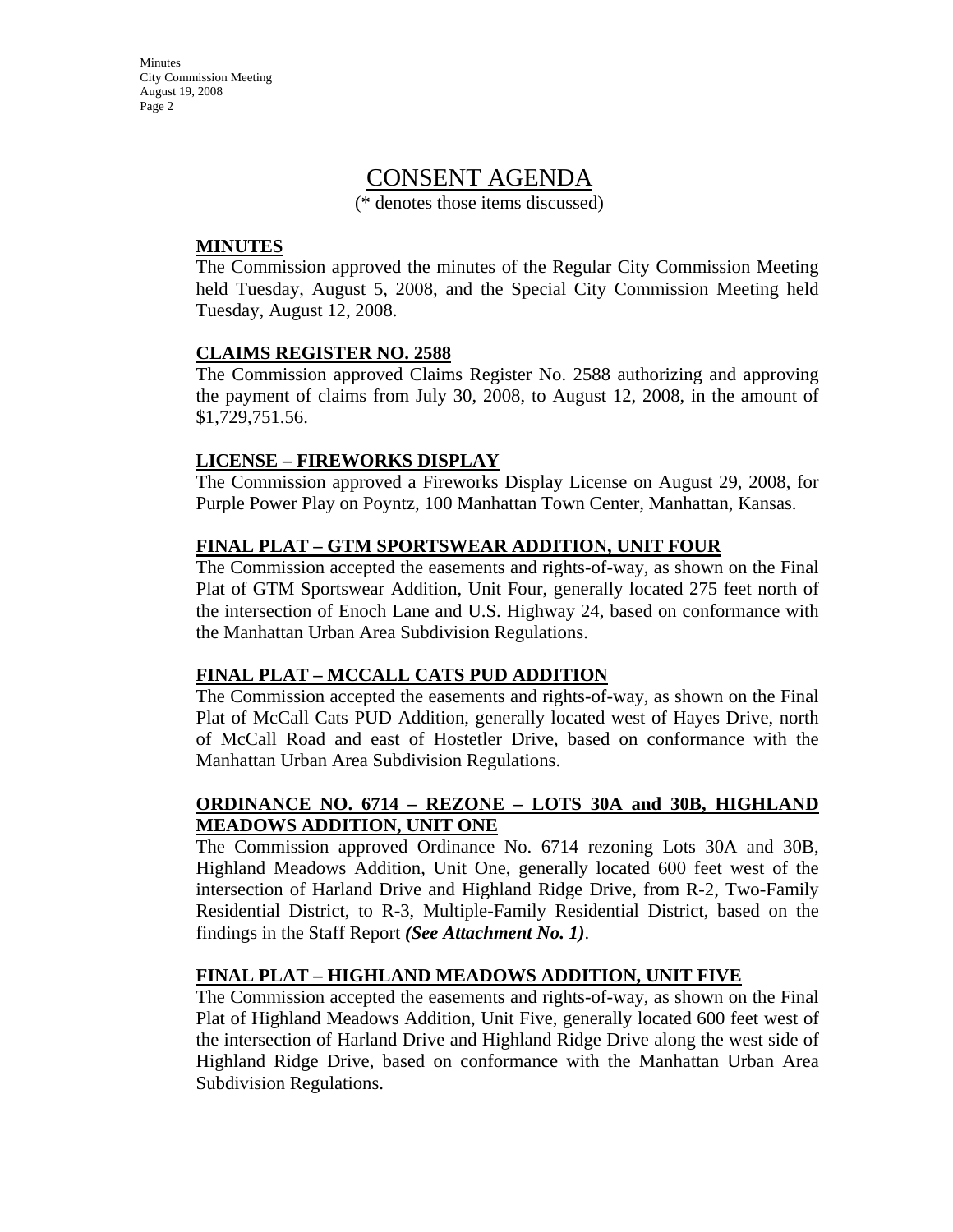# CONSENT AGENDA

(* denotes those items discussed)

**MINUTES**

The Commission approved the minutes of the Regular City Commission Meeting held Tuesday, August 5, 2008, and the Special City Commission Meeting held Tuesday, August 12, 2008.

**CLAIMS REGISTER NO. 2588**

The Commission approved Claims Register No. 2588 authorizing and approving the payment of claims from July 30, 2008, to August 12, 2008, in the amount of $1,729,751.56.

**LICENSE – FIREWORKS DISPLAY**

The Commission approved a Fireworks Display License on August 29, 2008, for Purple Power Play on Poyntz, 100 Manhattan Town Center, Manhattan, Kansas.

**FINAL PLAT – GTM SPORTSWEAR ADDITION, UNIT FOUR**

The Commission accepted the easements and rights-of-way, as shown on the Final Plat of GTM Sportswear Addition, Unit Four, generally located 275 feet north of the intersection of Enoch Lane and U.S. Highway 24, based on conformance with the Manhattan Urban Area Subdivision Regulations.

**FINAL PLAT – MCCALL CATS PUD ADDITION**

The Commission accepted the easements and rights-of-way, as shown on the Final Plat of McCall Cats PUD Addition, generally located west of Hayes Drive, north of McCall Road and east of Hostetler Drive, based on conformance with the Manhattan Urban Area Subdivision Regulations.

**ORDINANCE NO. 6714 – REZONE – LOTS 30A and 30B, HIGHLAND MEADOWS ADDITION, UNIT ONE**

The Commission approved Ordinance No. 6714 rezoning Lots 30A and 30B, Highland Meadows Addition, Unit One, generally located 600 feet west of the intersection of Harland Drive and Highland Ridge Drive, from R-2, Two-Family Residential District, to R-3, Multiple-Family Residential District, based on the findings in the Staff Report ***(See Attachment No. 1)***.

**FINAL PLAT – HIGHLAND MEADOWS ADDITION, UNIT FIVE**

The Commission accepted the easements and rights-of-way, as shown on the Final Plat of Highland Meadows Addition, Unit Five, generally located 600 feet west of the intersection of Harland Drive and Highland Ridge Drive along the west side of Highland Ridge Drive, based on conformance with the Manhattan Urban Area Subdivision Regulations.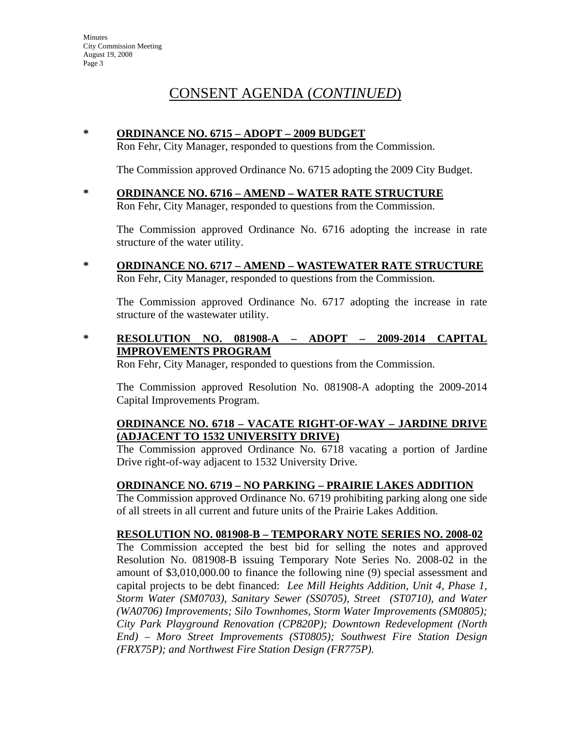# CONSENT AGENDA (*CONTINUED*)

**\* ORDINANCE NO. 6715 – ADOPT – 2009 BUDGET**

Ron Fehr, City Manager, responded to questions from the Commission.

The Commission approved Ordinance No. 6715 adopting the 2009 City Budget.

**\* ORDINANCE NO. 6716 – AMEND – WATER RATE STRUCTURE**

Ron Fehr, City Manager, responded to questions from the Commission.

The Commission approved Ordinance No. 6716 adopting the increase in rate structure of the water utility.

**\* ORDINANCE NO. 6717 – AMEND – WASTEWATER RATE STRUCTURE**

Ron Fehr, City Manager, responded to questions from the Commission.

The Commission approved Ordinance No. 6717 adopting the increase in rate structure of the wastewater utility.

**\* RESOLUTION NO. 081908-A – ADOPT – 2009-2014 CAPITAL IMPROVEMENTS PROGRAM**

Ron Fehr, City Manager, responded to questions from the Commission.

The Commission approved Resolution No. 081908-A adopting the 2009-2014 Capital Improvements Program.

**ORDINANCE NO. 6718 – VACATE RIGHT-OF-WAY – JARDINE DRIVE (ADJACENT TO 1532 UNIVERSITY DRIVE)**

The Commission approved Ordinance No. 6718 vacating a portion of Jardine Drive right-of-way adjacent to 1532 University Drive.

**ORDINANCE NO. 6719 – NO PARKING – PRAIRIE LAKES ADDITION**

The Commission approved Ordinance No. 6719 prohibiting parking along one side of all streets in all current and future units of the Prairie Lakes Addition.

**RESOLUTION NO. 081908-B – TEMPORARY NOTE SERIES NO. 2008-02**

The Commission accepted the best bid for selling the notes and approved Resolution No. 081908-B issuing Temporary Note Series No. 2008-02 in the amount of $3,010,000.00 to finance the following nine (9) special assessment and capital projects to be debt financed: *Lee Mill Heights Addition, Unit 4, Phase 1, Storm Water (SM0703), Sanitary Sewer (SS0705), Street (ST0710), and Water (WA0706) Improvements; Silo Townhomes, Storm Water Improvements (SM0805); City Park Playground Renovation (CP820P); Downtown Redevelopment (North End) – Moro Street Improvements (ST0805); Southwest Fire Station Design (FRX75P); and Northwest Fire Station Design (FR775P).*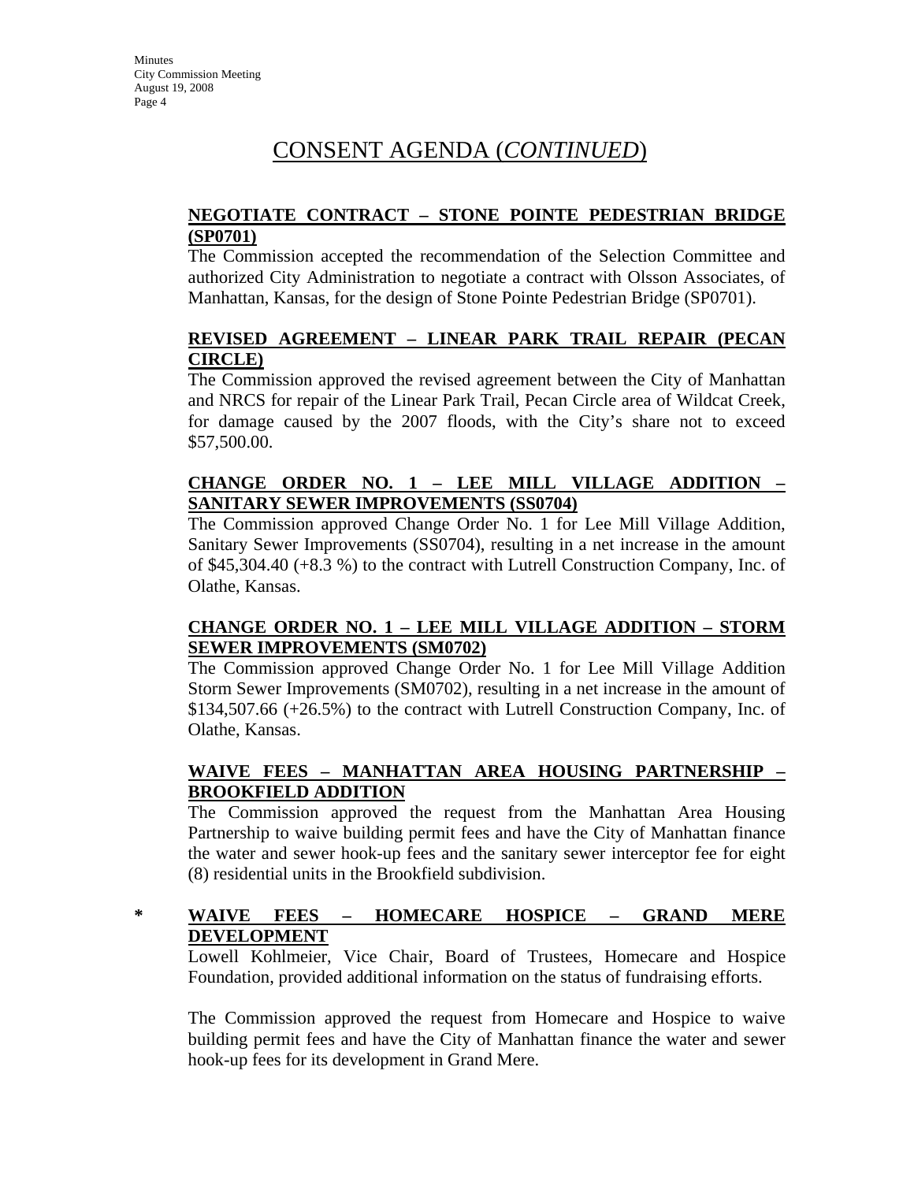# CONSENT AGENDA (*CONTINUED*)

**NEGOTIATE CONTRACT – STONE POINTE PEDESTRIAN BRIDGE (SP0701)**

The Commission accepted the recommendation of the Selection Committee and authorized City Administration to negotiate a contract with Olsson Associates, of Manhattan, Kansas, for the design of Stone Pointe Pedestrian Bridge (SP0701).

**REVISED AGREEMENT – LINEAR PARK TRAIL REPAIR (PECAN CIRCLE)**

The Commission approved the revised agreement between the City of Manhattan and NRCS for repair of the Linear Park Trail, Pecan Circle area of Wildcat Creek, for damage caused by the 2007 floods, with the City's share not to exceed $57,500.00.

**CHANGE ORDER NO. 1 – LEE MILL VILLAGE ADDITION – SANITARY SEWER IMPROVEMENTS (SS0704)**

The Commission approved Change Order No. 1 for Lee Mill Village Addition, Sanitary Sewer Improvements (SS0704), resulting in a net increase in the amount of $45,304.40 (+8.3 %) to the contract with Lutrell Construction Company, Inc. of Olathe, Kansas.

**CHANGE ORDER NO. 1 – LEE MILL VILLAGE ADDITION – STORM SEWER IMPROVEMENTS (SM0702)**

The Commission approved Change Order No. 1 for Lee Mill Village Addition Storm Sewer Improvements (SM0702), resulting in a net increase in the amount of $134,507.66 (+26.5%) to the contract with Lutrell Construction Company, Inc. of Olathe, Kansas.

**WAIVE FEES – MANHATTAN AREA HOUSING PARTNERSHIP – BROOKFIELD ADDITION**

The Commission approved the request from the Manhattan Area Housing Partnership to waive building permit fees and have the City of Manhattan finance the water and sewer hook-up fees and the sanitary sewer interceptor fee for eight (8) residential units in the Brookfield subdivision.

\* **WAIVE FEES – HOMECARE HOSPICE – GRAND MERE DEVELOPMENT**

Lowell Kohlmeier, Vice Chair, Board of Trustees, Homecare and Hospice Foundation, provided additional information on the status of fundraising efforts.

The Commission approved the request from Homecare and Hospice to waive building permit fees and have the City of Manhattan finance the water and sewer hook-up fees for its development in Grand Mere.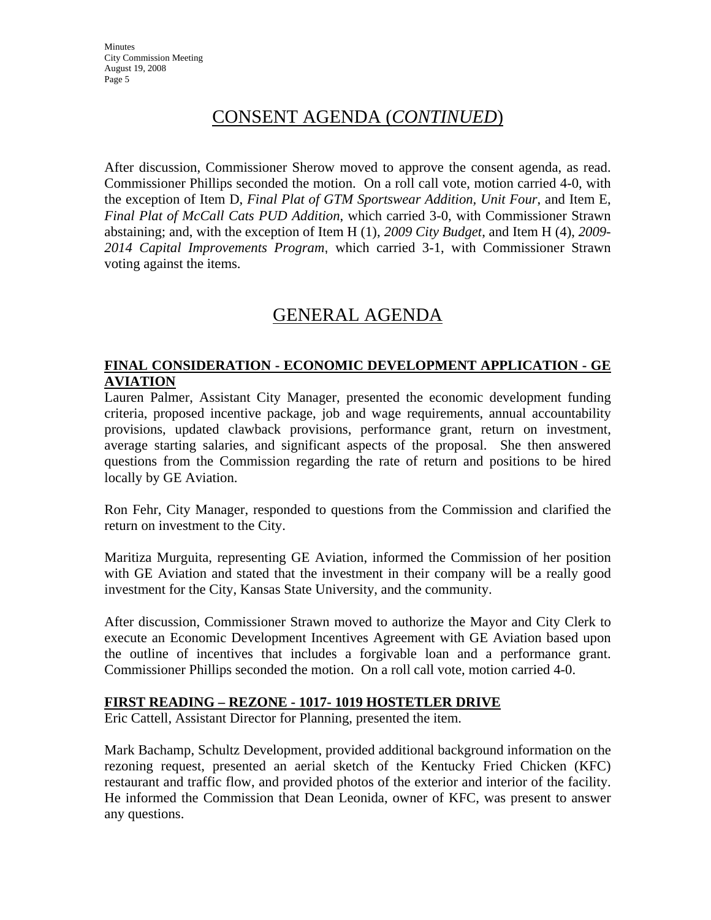## CONSENT AGENDA (*CONTINUED*)

After discussion, Commissioner Sherow moved to approve the consent agenda, as read. Commissioner Phillips seconded the motion. On a roll call vote, motion carried 4-0, with the exception of Item D, *Final Plat of GTM Sportswear Addition, Unit Four*, and Item E, *Final Plat of McCall Cats PUD Addition*, which carried 3-0, with Commissioner Strawn abstaining; and, with the exception of Item H (1), *2009 City Budget*, and Item H (4), *2009-2014 Capital Improvements Program*, which carried 3-1, with Commissioner Strawn voting against the items.

## GENERAL AGENDA

**FINAL CONSIDERATION - ECONOMIC DEVELOPMENT APPLICATION - GE AVIATION**

Lauren Palmer, Assistant City Manager, presented the economic development funding criteria, proposed incentive package, job and wage requirements, annual accountability provisions, updated clawback provisions, performance grant, return on investment, average starting salaries, and significant aspects of the proposal. She then answered questions from the Commission regarding the rate of return and positions to be hired locally by GE Aviation.

Ron Fehr, City Manager, responded to questions from the Commission and clarified the return on investment to the City.

Maritiza Murguita, representing GE Aviation, informed the Commission of her position with GE Aviation and stated that the investment in their company will be a really good investment for the City, Kansas State University, and the community.

After discussion, Commissioner Strawn moved to authorize the Mayor and City Clerk to execute an Economic Development Incentives Agreement with GE Aviation based upon the outline of incentives that includes a forgivable loan and a performance grant. Commissioner Phillips seconded the motion. On a roll call vote, motion carried 4-0.

**FIRST READING – REZONE - 1017- 1019 HOSTETLER DRIVE**

Eric Cattell, Assistant Director for Planning, presented the item.

Mark Bachamp, Schultz Development, provided additional background information on the rezoning request, presented an aerial sketch of the Kentucky Fried Chicken (KFC) restaurant and traffic flow, and provided photos of the exterior and interior of the facility. He informed the Commission that Dean Leonida, owner of KFC, was present to answer any questions.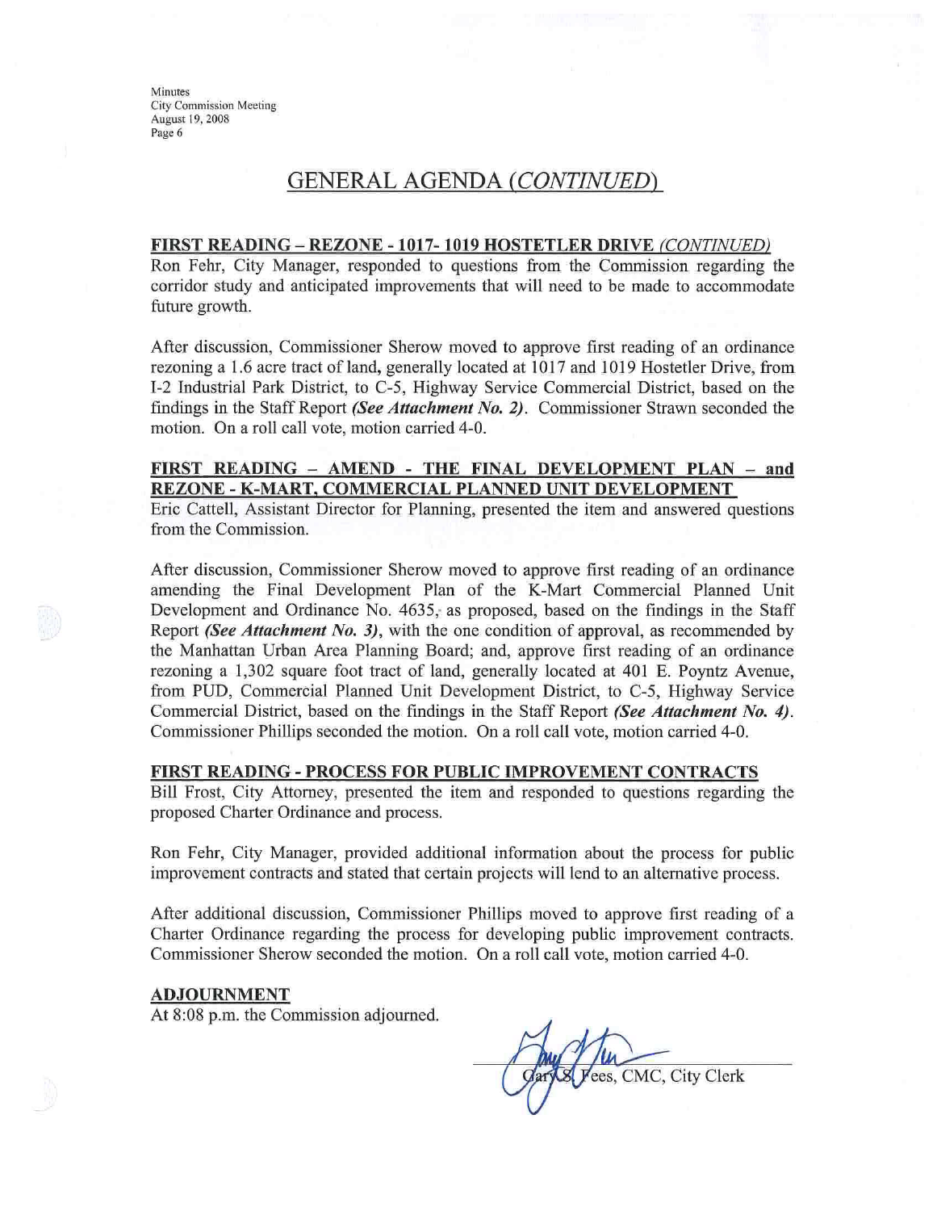## GENERAL AGENDA *(CONTINUED)*

**FIRST READING – REZONE - 1017- 1019 HOSTETLER DRIVE *(CONTINUED)***

Ron Fehr, City Manager, responded to questions from the Commission regarding the corridor study and anticipated improvements that will need to be made to accommodate future growth.

After discussion, Commissioner Sherow moved to approve first reading of an ordinance rezoning a 1.6 acre tract of land, generally located at 1017 and 1019 Hostetler Drive, from I-2 Industrial Park District, to C-5, Highway Service Commercial District, based on the findings in the Staff Report ***(See Attachment No. 2)***. Commissioner Strawn seconded the motion. On a roll call vote, motion carried 4-0.

**FIRST READING – AMEND - THE FINAL DEVELOPMENT PLAN – and REZONE - K-MART, COMMERCIAL PLANNED UNIT DEVELOPMENT**

Eric Cattell, Assistant Director for Planning, presented the item and answered questions from the Commission.

After discussion, Commissioner Sherow moved to approve first reading of an ordinance amending the Final Development Plan of the K-Mart Commercial Planned Unit Development and Ordinance No. 4635, as proposed, based on the findings in the Staff Report ***(See Attachment No. 3)***, with the one condition of approval, as recommended by the Manhattan Urban Area Planning Board; and, approve first reading of an ordinance rezoning a 1,302 square foot tract of land, generally located at 401 E. Poyntz Avenue, from PUD, Commercial Planned Unit Development District, to C-5, Highway Service Commercial District, based on the findings in the Staff Report ***(See Attachment No. 4)***. Commissioner Phillips seconded the motion. On a roll call vote, motion carried 4-0.

**FIRST READING - PROCESS FOR PUBLIC IMPROVEMENT CONTRACTS**

Bill Frost, City Attorney, presented the item and responded to questions regarding the proposed Charter Ordinance and process.

Ron Fehr, City Manager, provided additional information about the process for public improvement contracts and stated that certain projects will lend to an alternative process.

After additional discussion, Commissioner Phillips moved to approve first reading of a Charter Ordinance regarding the process for developing public improvement contracts. Commissioner Sherow seconded the motion. On a roll call vote, motion carried 4-0.

**ADJOURNMENT**

At 8:08 p.m. the Commission adjourned.

Gary S. Fees, CMC, City Clerk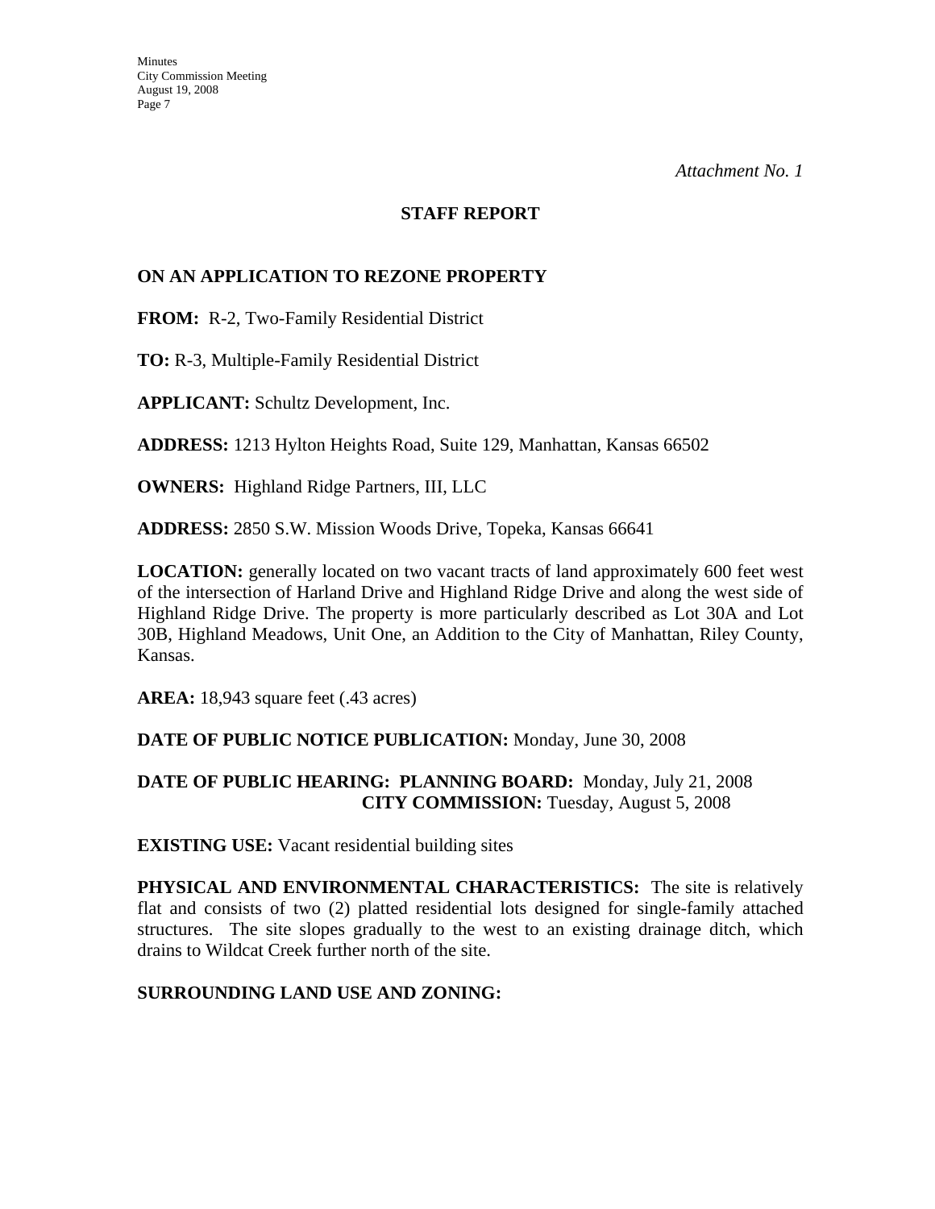*Attachment No. 1*

## STAFF REPORT

### ON AN APPLICATION TO REZONE PROPERTY

**FROM:** R-2, Two-Family Residential District

**TO:** R-3, Multiple-Family Residential District

**APPLICANT:** Schultz Development, Inc.

**ADDRESS:** 1213 Hylton Heights Road, Suite 129, Manhattan, Kansas 66502

**OWNERS:** Highland Ridge Partners, III, LLC

**ADDRESS:** 2850 S.W. Mission Woods Drive, Topeka, Kansas 66641

**LOCATION:** generally located on two vacant tracts of land approximately 600 feet west of the intersection of Harland Drive and Highland Ridge Drive and along the west side of Highland Ridge Drive. The property is more particularly described as Lot 30A and Lot 30B, Highland Meadows, Unit One, an Addition to the City of Manhattan, Riley County, Kansas.

**AREA:** 18,943 square feet (.43 acres)

**DATE OF PUBLIC NOTICE PUBLICATION:** Monday, June 30, 2008

**DATE OF PUBLIC HEARING: PLANNING BOARD:** Monday, July 21, 2008
**CITY COMMISSION:** Tuesday, August 5, 2008

**EXISTING USE:** Vacant residential building sites

**PHYSICAL AND ENVIRONMENTAL CHARACTERISTICS:** The site is relatively flat and consists of two (2) platted residential lots designed for single-family attached structures. The site slopes gradually to the west to an existing drainage ditch, which drains to Wildcat Creek further north of the site.

**SURROUNDING LAND USE AND ZONING:**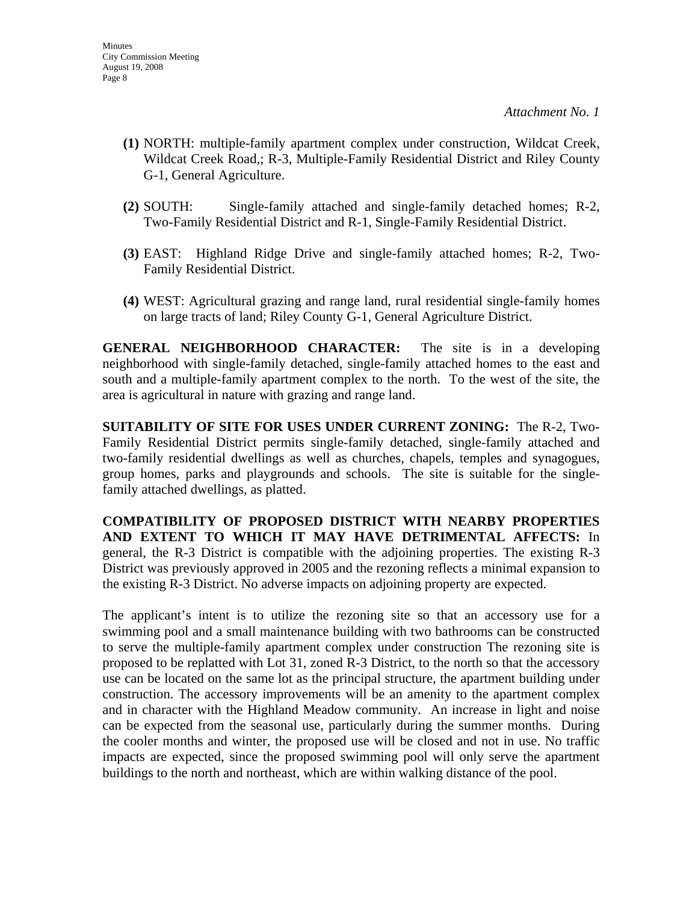*Attachment No. 1*

**(1)** NORTH: multiple-family apartment complex under construction, Wildcat Creek, Wildcat Creek Road,; R-3, Multiple-Family Residential District and Riley County G-1, General Agriculture.

**(2)** SOUTH: Single-family attached and single-family detached homes; R-2, Two-Family Residential District and R-1, Single-Family Residential District.

**(3)** EAST: Highland Ridge Drive and single-family attached homes; R-2, Two-Family Residential District.

**(4)** WEST: Agricultural grazing and range land, rural residential single-family homes on large tracts of land; Riley County G-1, General Agriculture District.

**GENERAL NEIGHBORHOOD CHARACTER:** The site is in a developing neighborhood with single-family detached, single-family attached homes to the east and south and a multiple-family apartment complex to the north. To the west of the site, the area is agricultural in nature with grazing and range land.

**SUITABILITY OF SITE FOR USES UNDER CURRENT ZONING:** The R-2, Two-Family Residential District permits single-family detached, single-family attached and two-family residential dwellings as well as churches, chapels, temples and synagogues, group homes, parks and playgrounds and schools. The site is suitable for the single-family attached dwellings, as platted.

**COMPATIBILITY OF PROPOSED DISTRICT WITH NEARBY PROPERTIES AND EXTENT TO WHICH IT MAY HAVE DETRIMENTAL AFFECTS:** In general, the R-3 District is compatible with the adjoining properties. The existing R-3 District was previously approved in 2005 and the rezoning reflects a minimal expansion to the existing R-3 District. No adverse impacts on adjoining property are expected.

The applicant's intent is to utilize the rezoning site so that an accessory use for a swimming pool and a small maintenance building with two bathrooms can be constructed to serve the multiple-family apartment complex under construction The rezoning site is proposed to be replatted with Lot 31, zoned R-3 District, to the north so that the accessory use can be located on the same lot as the principal structure, the apartment building under construction. The accessory improvements will be an amenity to the apartment complex and in character with the Highland Meadow community. An increase in light and noise can be expected from the seasonal use, particularly during the summer months. During the cooler months and winter, the proposed use will be closed and not in use. No traffic impacts are expected, since the proposed swimming pool will only serve the apartment buildings to the north and northeast, which are within walking distance of the pool.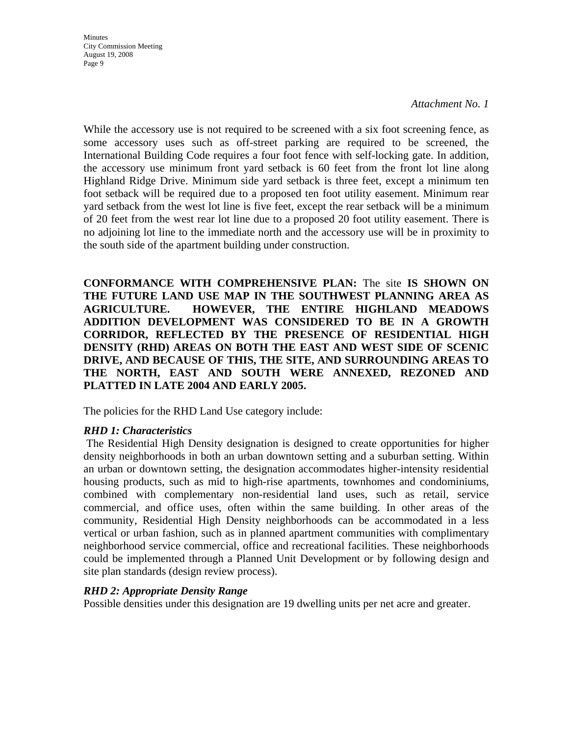*Attachment No. 1*

While the accessory use is not required to be screened with a six foot screening fence, as some accessory uses such as off-street parking are required to be screened, the International Building Code requires a four foot fence with self-locking gate. In addition, the accessory use minimum front yard setback is 60 feet from the front lot line along Highland Ridge Drive. Minimum side yard setback is three feet, except a minimum ten foot setback will be required due to a proposed ten foot utility easement. Minimum rear yard setback from the west lot line is five feet, except the rear setback will be a minimum of 20 feet from the west rear lot line due to a proposed 20 foot utility easement. There is no adjoining lot line to the immediate north and the accessory use will be in proximity to the south side of the apartment building under construction.

**CONFORMANCE WITH COMPREHENSIVE PLAN:** The site **IS SHOWN ON THE FUTURE LAND USE MAP IN THE SOUTHWEST PLANNING AREA AS AGRICULTURE. HOWEVER, THE ENTIRE HIGHLAND MEADOWS ADDITION DEVELOPMENT WAS CONSIDERED TO BE IN A GROWTH CORRIDOR, REFLECTED BY THE PRESENCE OF RESIDENTIAL HIGH DENSITY (RHD) AREAS ON BOTH THE EAST AND WEST SIDE OF SCENIC DRIVE, AND BECAUSE OF THIS, THE SITE, AND SURROUNDING AREAS TO THE NORTH, EAST AND SOUTH WERE ANNEXED, REZONED AND PLATTED IN LATE 2004 AND EARLY 2005.**

The policies for the RHD Land Use category include:

***RHD 1: Characteristics***

The Residential High Density designation is designed to create opportunities for higher density neighborhoods in both an urban downtown setting and a suburban setting. Within an urban or downtown setting, the designation accommodates higher-intensity residential housing products, such as mid to high-rise apartments, townhomes and condominiums, combined with complementary non-residential land uses, such as retail, service commercial, and office uses, often within the same building. In other areas of the community, Residential High Density neighborhoods can be accommodated in a less vertical or urban fashion, such as in planned apartment communities with complimentary neighborhood service commercial, office and recreational facilities. These neighborhoods could be implemented through a Planned Unit Development or by following design and site plan standards (design review process).

***RHD 2: Appropriate Density Range***

Possible densities under this designation are 19 dwelling units per net acre and greater.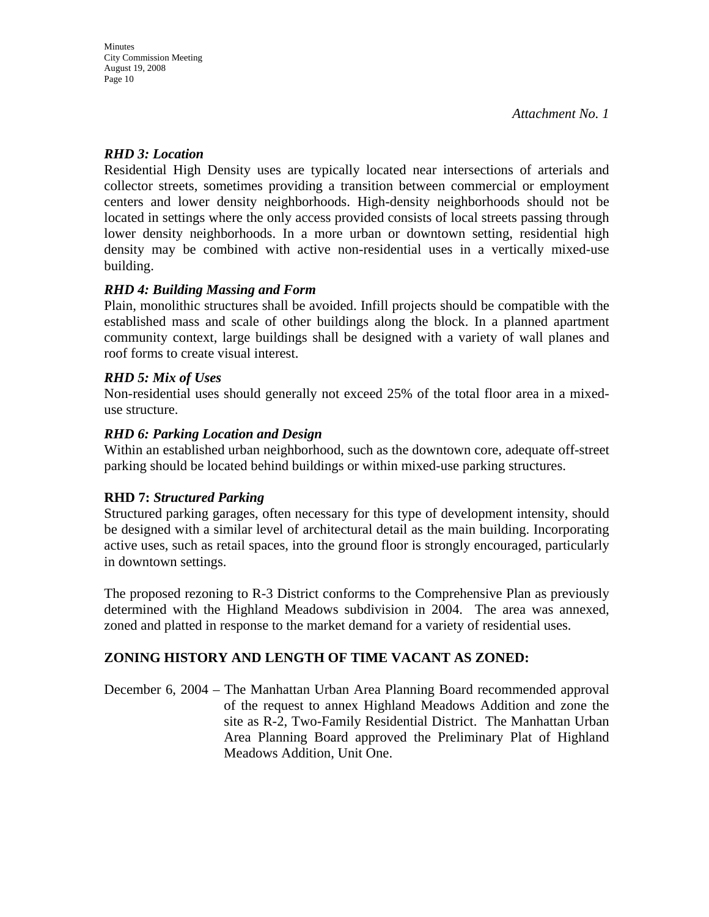*Attachment No. 1*

***RHD 3: Location***

Residential High Density uses are typically located near intersections of arterials and collector streets, sometimes providing a transition between commercial or employment centers and lower density neighborhoods. High-density neighborhoods should not be located in settings where the only access provided consists of local streets passing through lower density neighborhoods. In a more urban or downtown setting, residential high density may be combined with active non-residential uses in a vertically mixed-use building.

***RHD 4: Building Massing and Form***

Plain, monolithic structures shall be avoided. Infill projects should be compatible with the established mass and scale of other buildings along the block. In a planned apartment community context, large buildings shall be designed with a variety of wall planes and roof forms to create visual interest.

***RHD 5: Mix of Uses***

Non-residential uses should generally not exceed 25% of the total floor area in a mixed-use structure.

***RHD 6: Parking Location and Design***

Within an established urban neighborhood, such as the downtown core, adequate off-street parking should be located behind buildings or within mixed-use parking structures.

**RHD 7: *Structured Parking***

Structured parking garages, often necessary for this type of development intensity, should be designed with a similar level of architectural detail as the main building. Incorporating active uses, such as retail spaces, into the ground floor is strongly encouraged, particularly in downtown settings.

The proposed rezoning to R-3 District conforms to the Comprehensive Plan as previously determined with the Highland Meadows subdivision in 2004. The area was annexed, zoned and platted in response to the market demand for a variety of residential uses.

**ZONING HISTORY AND LENGTH OF TIME VACANT AS ZONED:**

December 6, 2004 – The Manhattan Urban Area Planning Board recommended approval of the request to annex Highland Meadows Addition and zone the site as R-2, Two-Family Residential District. The Manhattan Urban Area Planning Board approved the Preliminary Plat of Highland Meadows Addition, Unit One.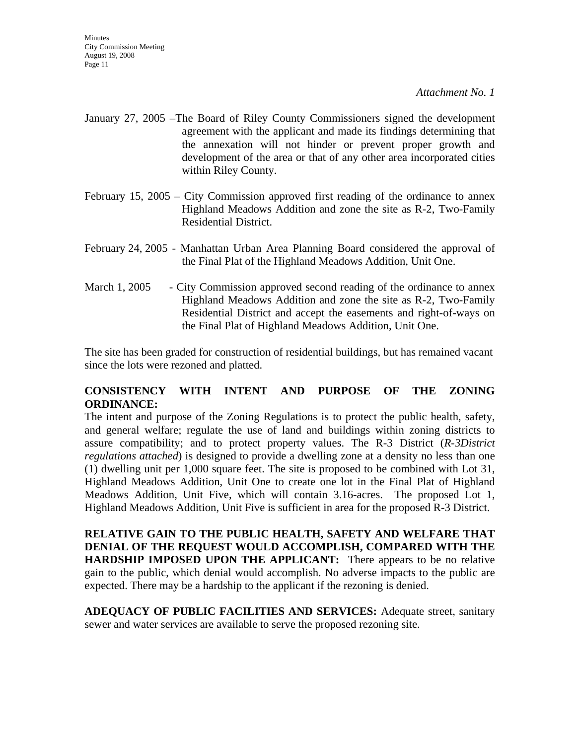*Attachment No. 1*

January 27, 2005 –The Board of Riley County Commissioners signed the development agreement with the applicant and made its findings determining that the annexation will not hinder or prevent proper growth and development of the area or that of any other area incorporated cities within Riley County.

February 15, 2005 – City Commission approved first reading of the ordinance to annex Highland Meadows Addition and zone the site as R-2, Two-Family Residential District.

February 24, 2005 - Manhattan Urban Area Planning Board considered the approval of the Final Plat of the Highland Meadows Addition, Unit One.

March 1, 2005 - City Commission approved second reading of the ordinance to annex Highland Meadows Addition and zone the site as R-2, Two-Family Residential District and accept the easements and right-of-ways on the Final Plat of Highland Meadows Addition, Unit One.

The site has been graded for construction of residential buildings, but has remained vacant since the lots were rezoned and platted.

**CONSISTENCY WITH INTENT AND PURPOSE OF THE ZONING ORDINANCE:**
The intent and purpose of the Zoning Regulations is to protect the public health, safety, and general welfare; regulate the use of land and buildings within zoning districts to assure compatibility; and to protect property values. The R-3 District (*R-3District regulations attached*) is designed to provide a dwelling zone at a density no less than one (1) dwelling unit per 1,000 square feet. The site is proposed to be combined with Lot 31, Highland Meadows Addition, Unit One to create one lot in the Final Plat of Highland Meadows Addition, Unit Five, which will contain 3.16-acres. The proposed Lot 1, Highland Meadows Addition, Unit Five is sufficient in area for the proposed R-3 District.

**RELATIVE GAIN TO THE PUBLIC HEALTH, SAFETY AND WELFARE THAT DENIAL OF THE REQUEST WOULD ACCOMPLISH, COMPARED WITH THE HARDSHIP IMPOSED UPON THE APPLICANT:** There appears to be no relative gain to the public, which denial would accomplish. No adverse impacts to the public are expected. There may be a hardship to the applicant if the rezoning is denied.

**ADEQUACY OF PUBLIC FACILITIES AND SERVICES:** Adequate street, sanitary sewer and water services are available to serve the proposed rezoning site.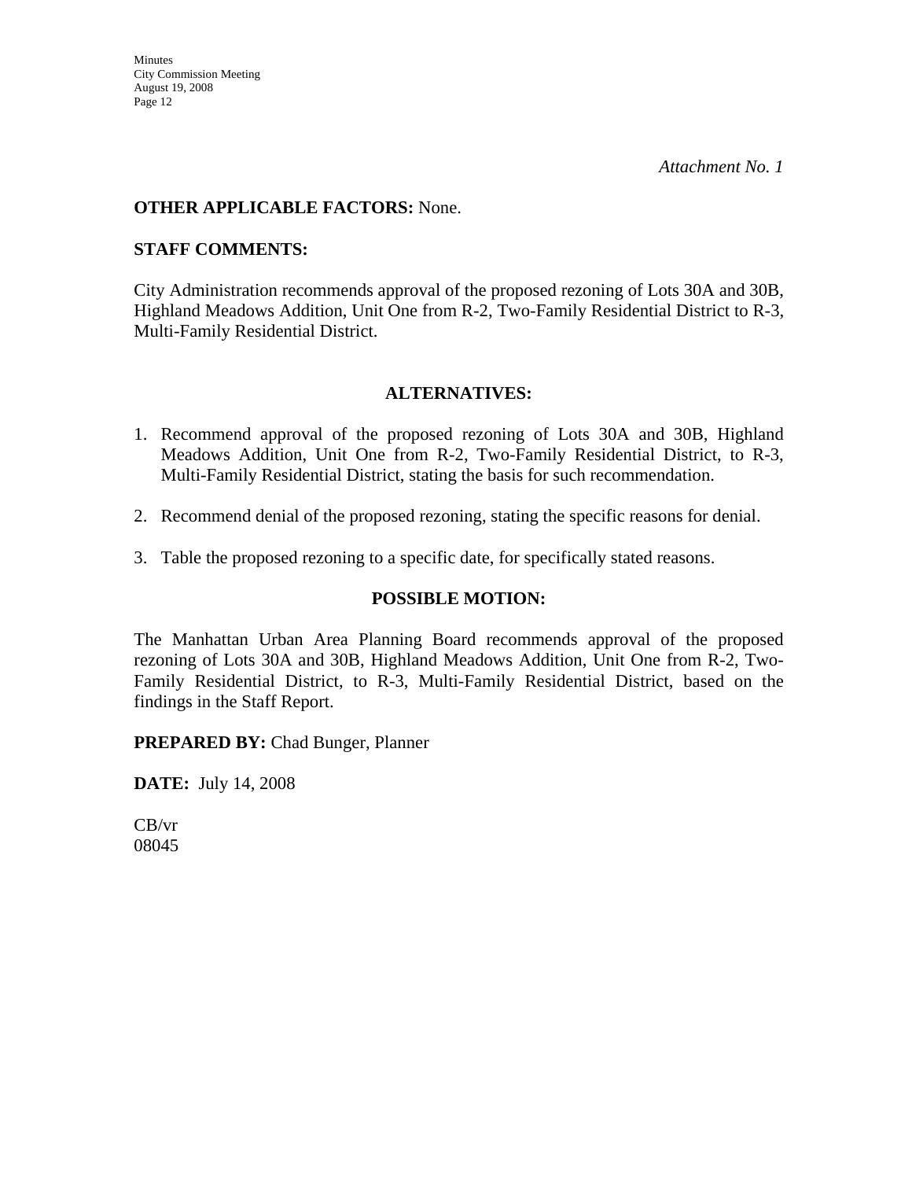*Attachment No. 1*

**OTHER APPLICABLE FACTORS:** None.

**STAFF COMMENTS:**

City Administration recommends approval of the proposed rezoning of Lots 30A and 30B, Highland Meadows Addition, Unit One from R-2, Two-Family Residential District to R-3, Multi-Family Residential District.

**ALTERNATIVES:**

1. Recommend approval of the proposed rezoning of Lots 30A and 30B, Highland Meadows Addition, Unit One from R-2, Two-Family Residential District, to R-3, Multi-Family Residential District, stating the basis for such recommendation.

2. Recommend denial of the proposed rezoning, stating the specific reasons for denial.

3. Table the proposed rezoning to a specific date, for specifically stated reasons.

**POSSIBLE MOTION:**

The Manhattan Urban Area Planning Board recommends approval of the proposed rezoning of Lots 30A and 30B, Highland Meadows Addition, Unit One from R-2, Two-Family Residential District, to R-3, Multi-Family Residential District, based on the findings in the Staff Report.

**PREPARED BY:** Chad Bunger, Planner

**DATE:** July 14, 2008

CB/vr
08045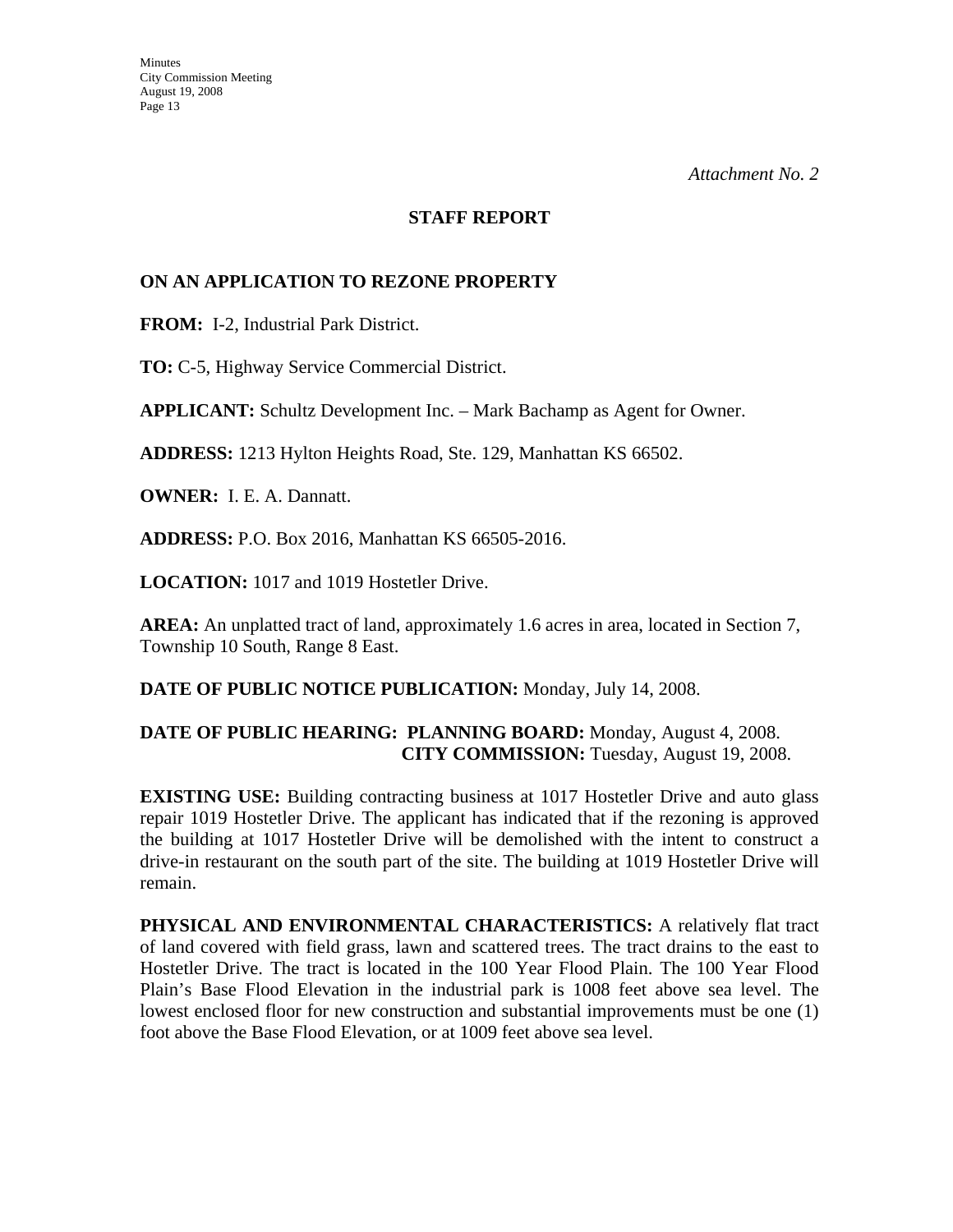*Attachment No. 2*

## STAFF REPORT

**ON AN APPLICATION TO REZONE PROPERTY**

**FROM:** I-2, Industrial Park District.

**TO:** C-5, Highway Service Commercial District.

**APPLICANT:** Schultz Development Inc. – Mark Bachamp as Agent for Owner.

**ADDRESS:** 1213 Hylton Heights Road, Ste. 129, Manhattan KS 66502.

**OWNER:** I. E. A. Dannatt.

**ADDRESS:** P.O. Box 2016, Manhattan KS 66505-2016.

**LOCATION:** 1017 and 1019 Hostetler Drive.

**AREA:** An unplatted tract of land, approximately 1.6 acres in area, located in Section 7, Township 10 South, Range 8 East.

**DATE OF PUBLIC NOTICE PUBLICATION:** Monday, July 14, 2008.

**DATE OF PUBLIC HEARING: PLANNING BOARD:** Monday, August 4, 2008.
**CITY COMMISSION:** Tuesday, August 19, 2008.

**EXISTING USE:** Building contracting business at 1017 Hostetler Drive and auto glass repair 1019 Hostetler Drive. The applicant has indicated that if the rezoning is approved the building at 1017 Hostetler Drive will be demolished with the intent to construct a drive-in restaurant on the south part of the site. The building at 1019 Hostetler Drive will remain.

**PHYSICAL AND ENVIRONMENTAL CHARACTERISTICS:** A relatively flat tract of land covered with field grass, lawn and scattered trees. The tract drains to the east to Hostetler Drive. The tract is located in the 100 Year Flood Plain. The 100 Year Flood Plain's Base Flood Elevation in the industrial park is 1008 feet above sea level. The lowest enclosed floor for new construction and substantial improvements must be one (1) foot above the Base Flood Elevation, or at 1009 feet above sea level.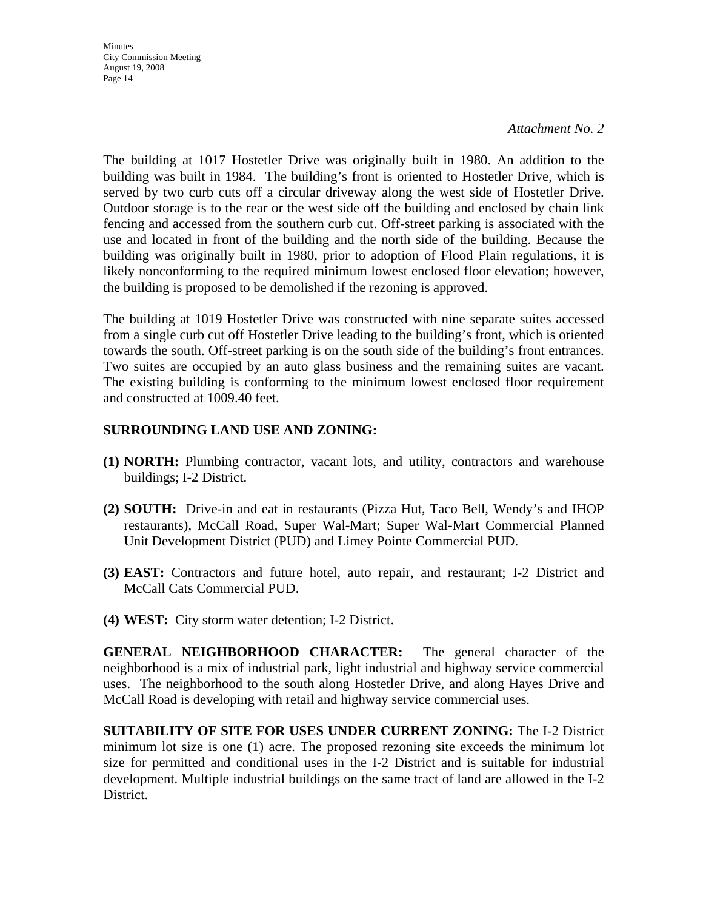*Attachment No. 2*

The building at 1017 Hostetler Drive was originally built in 1980. An addition to the building was built in 1984. The building's front is oriented to Hostetler Drive, which is served by two curb cuts off a circular driveway along the west side of Hostetler Drive. Outdoor storage is to the rear or the west side off the building and enclosed by chain link fencing and accessed from the southern curb cut. Off-street parking is associated with the use and located in front of the building and the north side of the building. Because the building was originally built in 1980, prior to adoption of Flood Plain regulations, it is likely nonconforming to the required minimum lowest enclosed floor elevation; however, the building is proposed to be demolished if the rezoning is approved.

The building at 1019 Hostetler Drive was constructed with nine separate suites accessed from a single curb cut off Hostetler Drive leading to the building's front, which is oriented towards the south. Off-street parking is on the south side of the building's front entrances. Two suites are occupied by an auto glass business and the remaining suites are vacant. The existing building is conforming to the minimum lowest enclosed floor requirement and constructed at 1009.40 feet.

**SURROUNDING LAND USE AND ZONING:**

**(1) NORTH:** Plumbing contractor, vacant lots, and utility, contractors and warehouse buildings; I-2 District.

**(2) SOUTH:** Drive-in and eat in restaurants (Pizza Hut, Taco Bell, Wendy's and IHOP restaurants), McCall Road, Super Wal-Mart; Super Wal-Mart Commercial Planned Unit Development District (PUD) and Limey Pointe Commercial PUD.

**(3) EAST:** Contractors and future hotel, auto repair, and restaurant; I-2 District and McCall Cats Commercial PUD.

**(4) WEST:** City storm water detention; I-2 District.

**GENERAL NEIGHBORHOOD CHARACTER:** The general character of the neighborhood is a mix of industrial park, light industrial and highway service commercial uses. The neighborhood to the south along Hostetler Drive, and along Hayes Drive and McCall Road is developing with retail and highway service commercial uses.

**SUITABILITY OF SITE FOR USES UNDER CURRENT ZONING:** The I-2 District minimum lot size is one (1) acre. The proposed rezoning site exceeds the minimum lot size for permitted and conditional uses in the I-2 District and is suitable for industrial development. Multiple industrial buildings on the same tract of land are allowed in the I-2 District.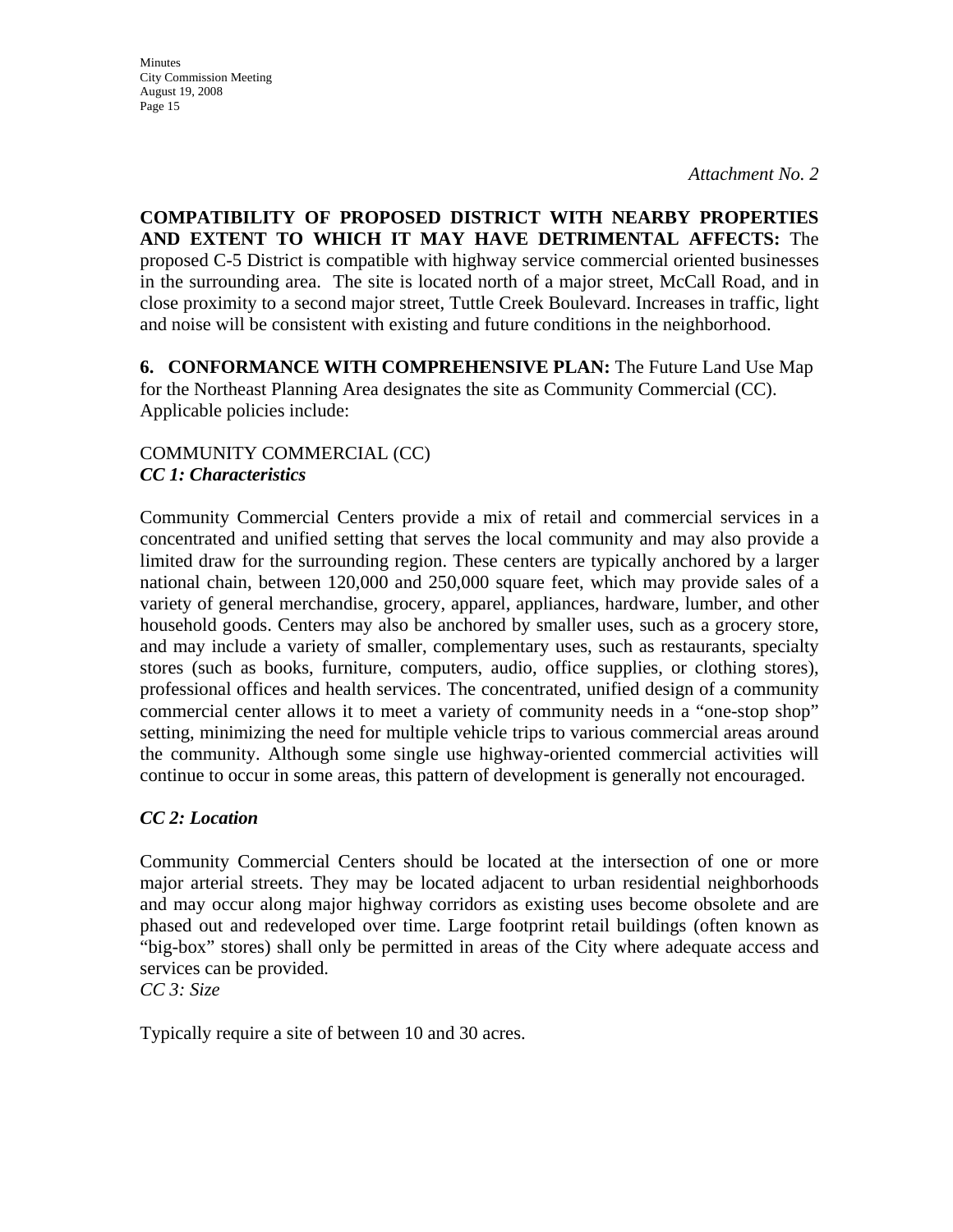*Attachment No. 2*

**COMPATIBILITY OF PROPOSED DISTRICT WITH NEARBY PROPERTIES AND EXTENT TO WHICH IT MAY HAVE DETRIMENTAL AFFECTS:** The proposed C-5 District is compatible with highway service commercial oriented businesses in the surrounding area. The site is located north of a major street, McCall Road, and in close proximity to a second major street, Tuttle Creek Boulevard. Increases in traffic, light and noise will be consistent with existing and future conditions in the neighborhood.

**6. CONFORMANCE WITH COMPREHENSIVE PLAN:** The Future Land Use Map for the Northeast Planning Area designates the site as Community Commercial (CC). Applicable policies include:

COMMUNITY COMMERCIAL (CC)
***CC 1: Characteristics***

Community Commercial Centers provide a mix of retail and commercial services in a concentrated and unified setting that serves the local community and may also provide a limited draw for the surrounding region. These centers are typically anchored by a larger national chain, between 120,000 and 250,000 square feet, which may provide sales of a variety of general merchandise, grocery, apparel, appliances, hardware, lumber, and other household goods. Centers may also be anchored by smaller uses, such as a grocery store, and may include a variety of smaller, complementary uses, such as restaurants, specialty stores (such as books, furniture, computers, audio, office supplies, or clothing stores), professional offices and health services. The concentrated, unified design of a community commercial center allows it to meet a variety of community needs in a "one-stop shop" setting, minimizing the need for multiple vehicle trips to various commercial areas around the community. Although some single use highway-oriented commercial activities will continue to occur in some areas, this pattern of development is generally not encouraged.

***CC 2: Location***

Community Commercial Centers should be located at the intersection of one or more major arterial streets. They may be located adjacent to urban residential neighborhoods and may occur along major highway corridors as existing uses become obsolete and are phased out and redeveloped over time. Large footprint retail buildings (often known as "big-box" stores) shall only be permitted in areas of the City where adequate access and services can be provided.
*CC 3: Size*

Typically require a site of between 10 and 30 acres.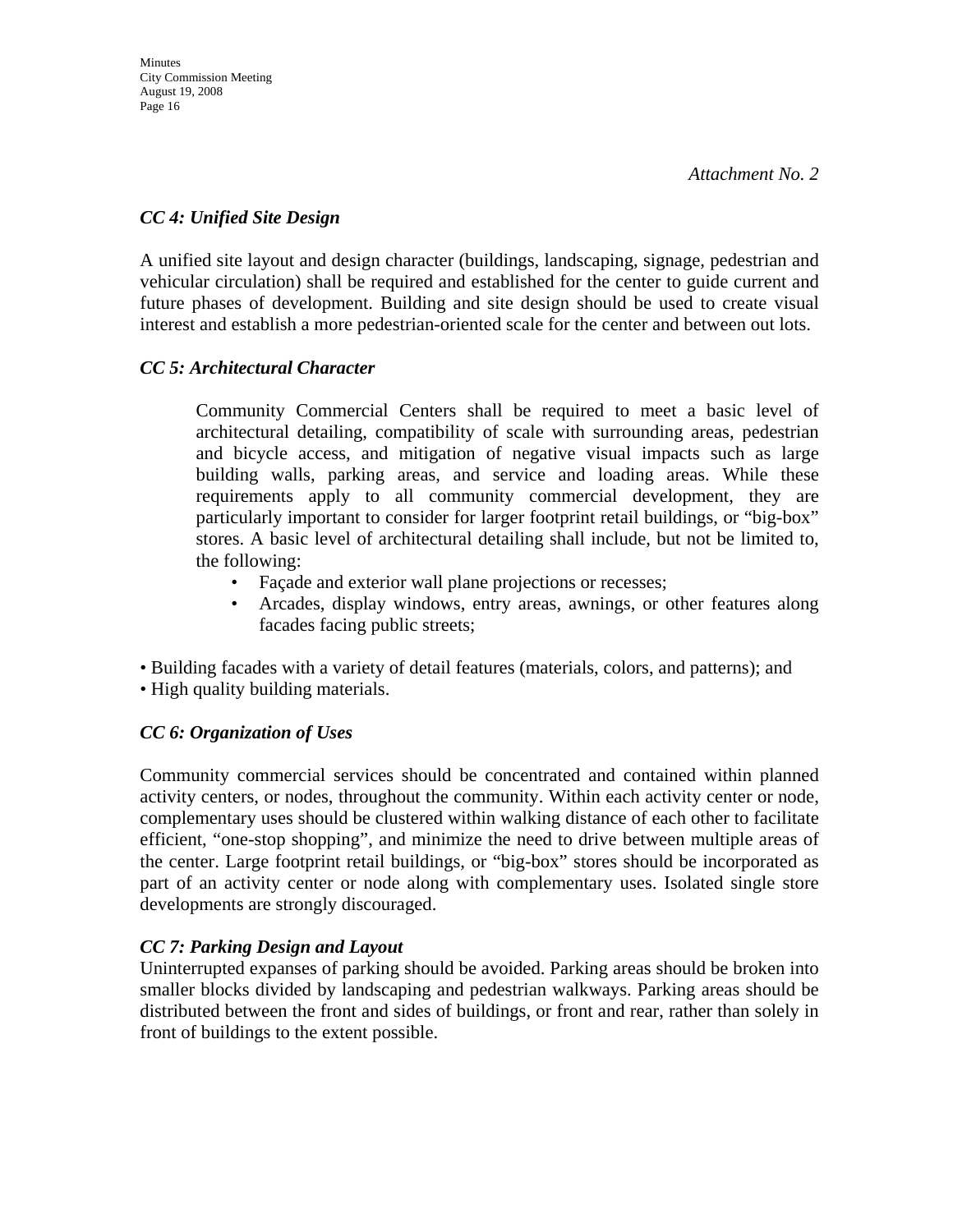*Attachment No. 2*

***CC 4: Unified Site Design***

A unified site layout and design character (buildings, landscaping, signage, pedestrian and vehicular circulation) shall be required and established for the center to guide current and future phases of development. Building and site design should be used to create visual interest and establish a more pedestrian-oriented scale for the center and between out lots.

***CC 5: Architectural Character***

Community Commercial Centers shall be required to meet a basic level of architectural detailing, compatibility of scale with surrounding areas, pedestrian and bicycle access, and mitigation of negative visual impacts such as large building walls, parking areas, and service and loading areas. While these requirements apply to all community commercial development, they are particularly important to consider for larger footprint retail buildings, or "big-box" stores. A basic level of architectural detailing shall include, but not be limited to, the following:

- Façade and exterior wall plane projections or recesses;
- Arcades, display windows, entry areas, awnings, or other features along facades facing public streets;
- Building facades with a variety of detail features (materials, colors, and patterns); and
- High quality building materials.

***CC 6: Organization of Uses***

Community commercial services should be concentrated and contained within planned activity centers, or nodes, throughout the community. Within each activity center or node, complementary uses should be clustered within walking distance of each other to facilitate efficient, "one-stop shopping", and minimize the need to drive between multiple areas of the center. Large footprint retail buildings, or "big-box" stores should be incorporated as part of an activity center or node along with complementary uses. Isolated single store developments are strongly discouraged.

***CC 7: Parking Design and Layout***

Uninterrupted expanses of parking should be avoided. Parking areas should be broken into smaller blocks divided by landscaping and pedestrian walkways. Parking areas should be distributed between the front and sides of buildings, or front and rear, rather than solely in front of buildings to the extent possible.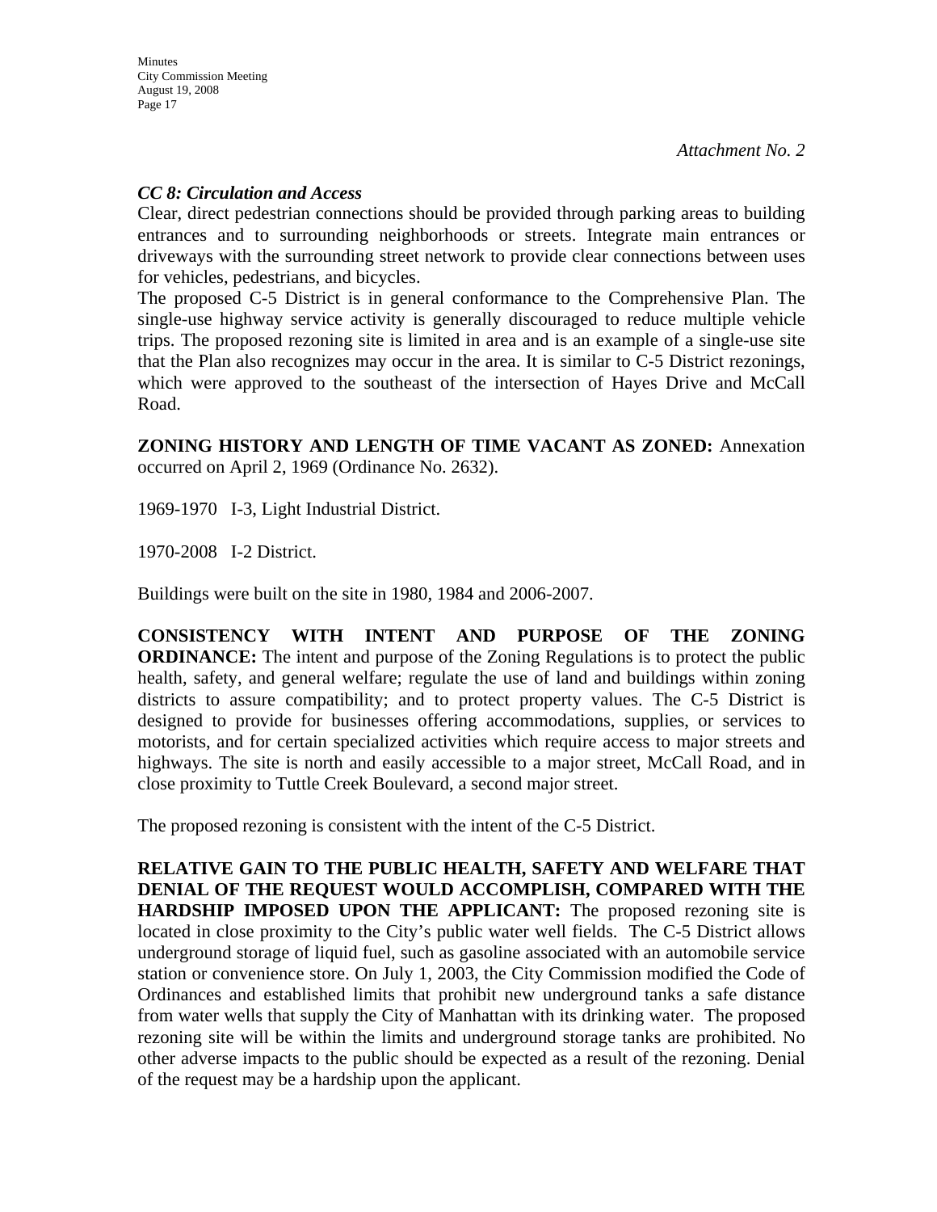*Attachment No. 2*

***CC 8: Circulation and Access***

Clear, direct pedestrian connections should be provided through parking areas to building entrances and to surrounding neighborhoods or streets. Integrate main entrances or driveways with the surrounding street network to provide clear connections between uses for vehicles, pedestrians, and bicycles.

The proposed C-5 District is in general conformance to the Comprehensive Plan. The single-use highway service activity is generally discouraged to reduce multiple vehicle trips. The proposed rezoning site is limited in area and is an example of a single-use site that the Plan also recognizes may occur in the area. It is similar to C-5 District rezonings, which were approved to the southeast of the intersection of Hayes Drive and McCall Road.

**ZONING HISTORY AND LENGTH OF TIME VACANT AS ZONED:** Annexation occurred on April 2, 1969 (Ordinance No. 2632).

1969-1970 I-3, Light Industrial District.

1970-2008 I-2 District.

Buildings were built on the site in 1980, 1984 and 2006-2007.

**CONSISTENCY WITH INTENT AND PURPOSE OF THE ZONING ORDINANCE:** The intent and purpose of the Zoning Regulations is to protect the public health, safety, and general welfare; regulate the use of land and buildings within zoning districts to assure compatibility; and to protect property values. The C-5 District is designed to provide for businesses offering accommodations, supplies, or services to motorists, and for certain specialized activities which require access to major streets and highways. The site is north and easily accessible to a major street, McCall Road, and in close proximity to Tuttle Creek Boulevard, a second major street.

The proposed rezoning is consistent with the intent of the C-5 District.

**RELATIVE GAIN TO THE PUBLIC HEALTH, SAFETY AND WELFARE THAT DENIAL OF THE REQUEST WOULD ACCOMPLISH, COMPARED WITH THE HARDSHIP IMPOSED UPON THE APPLICANT:** The proposed rezoning site is located in close proximity to the City's public water well fields. The C-5 District allows underground storage of liquid fuel, such as gasoline associated with an automobile service station or convenience store. On July 1, 2003, the City Commission modified the Code of Ordinances and established limits that prohibit new underground tanks a safe distance from water wells that supply the City of Manhattan with its drinking water. The proposed rezoning site will be within the limits and underground storage tanks are prohibited. No other adverse impacts to the public should be expected as a result of the rezoning. Denial of the request may be a hardship upon the applicant.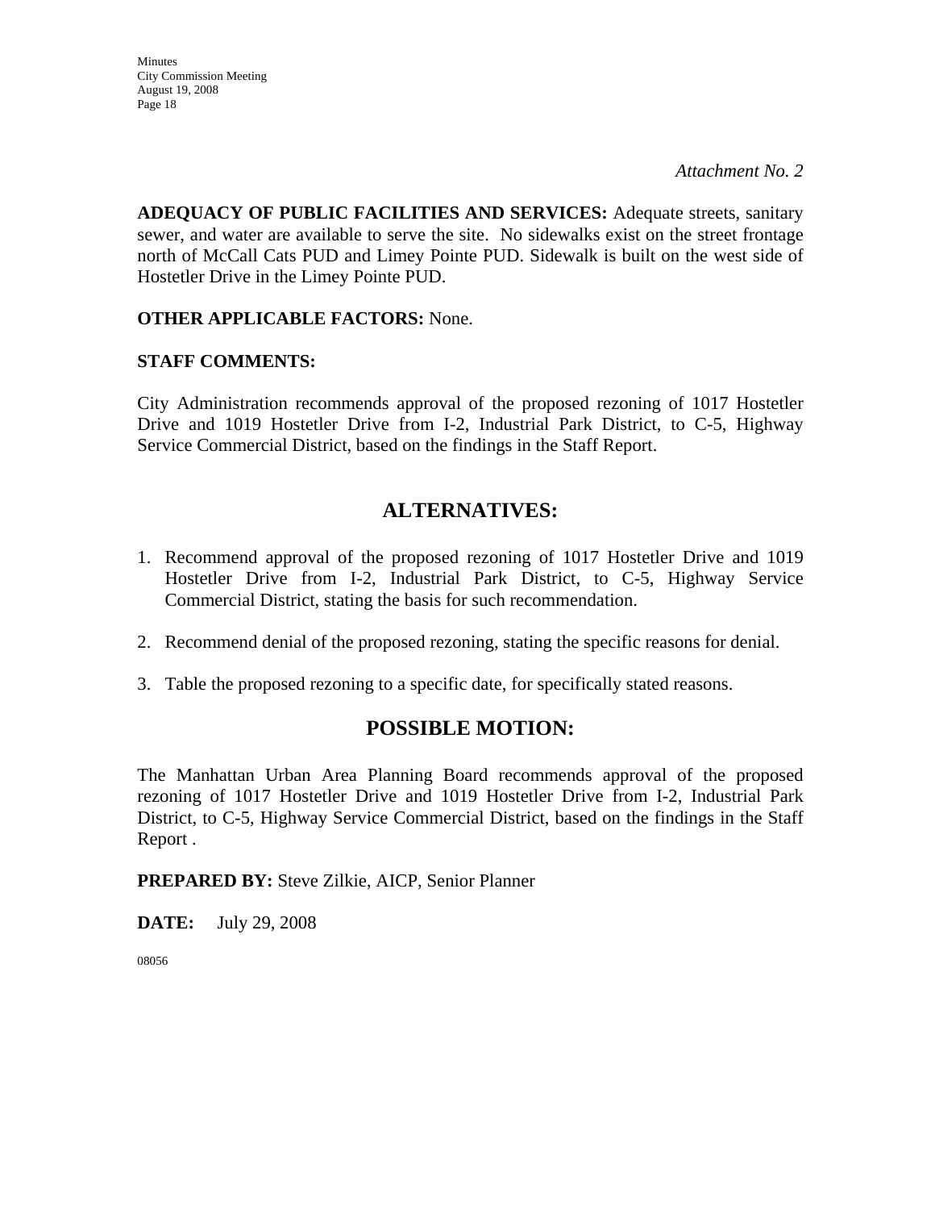*Attachment No. 2*

**ADEQUACY OF PUBLIC FACILITIES AND SERVICES:** Adequate streets, sanitary sewer, and water are available to serve the site. No sidewalks exist on the street frontage north of McCall Cats PUD and Limey Pointe PUD. Sidewalk is built on the west side of Hostetler Drive in the Limey Pointe PUD.

**OTHER APPLICABLE FACTORS:** None.

**STAFF COMMENTS:**

City Administration recommends approval of the proposed rezoning of 1017 Hostetler Drive and 1019 Hostetler Drive from I-2, Industrial Park District, to C-5, Highway Service Commercial District, based on the findings in the Staff Report.

## ALTERNATIVES:

1. Recommend approval of the proposed rezoning of 1017 Hostetler Drive and 1019 Hostetler Drive from I-2, Industrial Park District, to C-5, Highway Service Commercial District, stating the basis for such recommendation.

2. Recommend denial of the proposed rezoning, stating the specific reasons for denial.

3. Table the proposed rezoning to a specific date, for specifically stated reasons.

## POSSIBLE MOTION:

The Manhattan Urban Area Planning Board recommends approval of the proposed rezoning of 1017 Hostetler Drive and 1019 Hostetler Drive from I-2, Industrial Park District, to C-5, Highway Service Commercial District, based on the findings in the Staff Report .

**PREPARED BY:** Steve Zilkie, AICP, Senior Planner

**DATE:** July 29, 2008

08056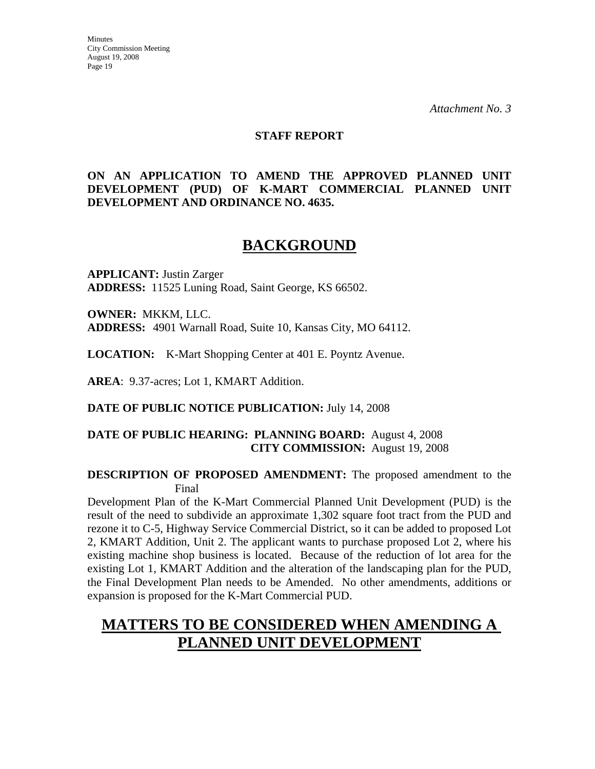*Attachment No. 3*

**STAFF REPORT**

**ON AN APPLICATION TO AMEND THE APPROVED PLANNED UNIT DEVELOPMENT (PUD) OF K-MART COMMERCIAL PLANNED UNIT DEVELOPMENT AND ORDINANCE NO. 4635.**

# BACKGROUND

**APPLICANT:** Justin Zarger
**ADDRESS:** 11525 Luning Road, Saint George, KS 66502.

**OWNER:** MKKM, LLC.
**ADDRESS:** 4901 Warnall Road, Suite 10, Kansas City, MO 64112.

**LOCATION:** K-Mart Shopping Center at 401 E. Poyntz Avenue.

**AREA**: 9.37-acres; Lot 1, KMART Addition.

**DATE OF PUBLIC NOTICE PUBLICATION:** July 14, 2008

**DATE OF PUBLIC HEARING: PLANNING BOARD:** August 4, 2008
**CITY COMMISSION:** August 19, 2008

**DESCRIPTION OF PROPOSED AMENDMENT:** The proposed amendment to the Final Development Plan of the K-Mart Commercial Planned Unit Development (PUD) is the result of the need to subdivide an approximate 1,302 square foot tract from the PUD and rezone it to C-5, Highway Service Commercial District, so it can be added to proposed Lot 2, KMART Addition, Unit 2. The applicant wants to purchase proposed Lot 2, where his existing machine shop business is located. Because of the reduction of lot area for the existing Lot 1, KMART Addition and the alteration of the landscaping plan for the PUD, the Final Development Plan needs to be Amended. No other amendments, additions or expansion is proposed for the K-Mart Commercial PUD.

# MATTERS TO BE CONSIDERED WHEN AMENDING A PLANNED UNIT DEVELOPMENT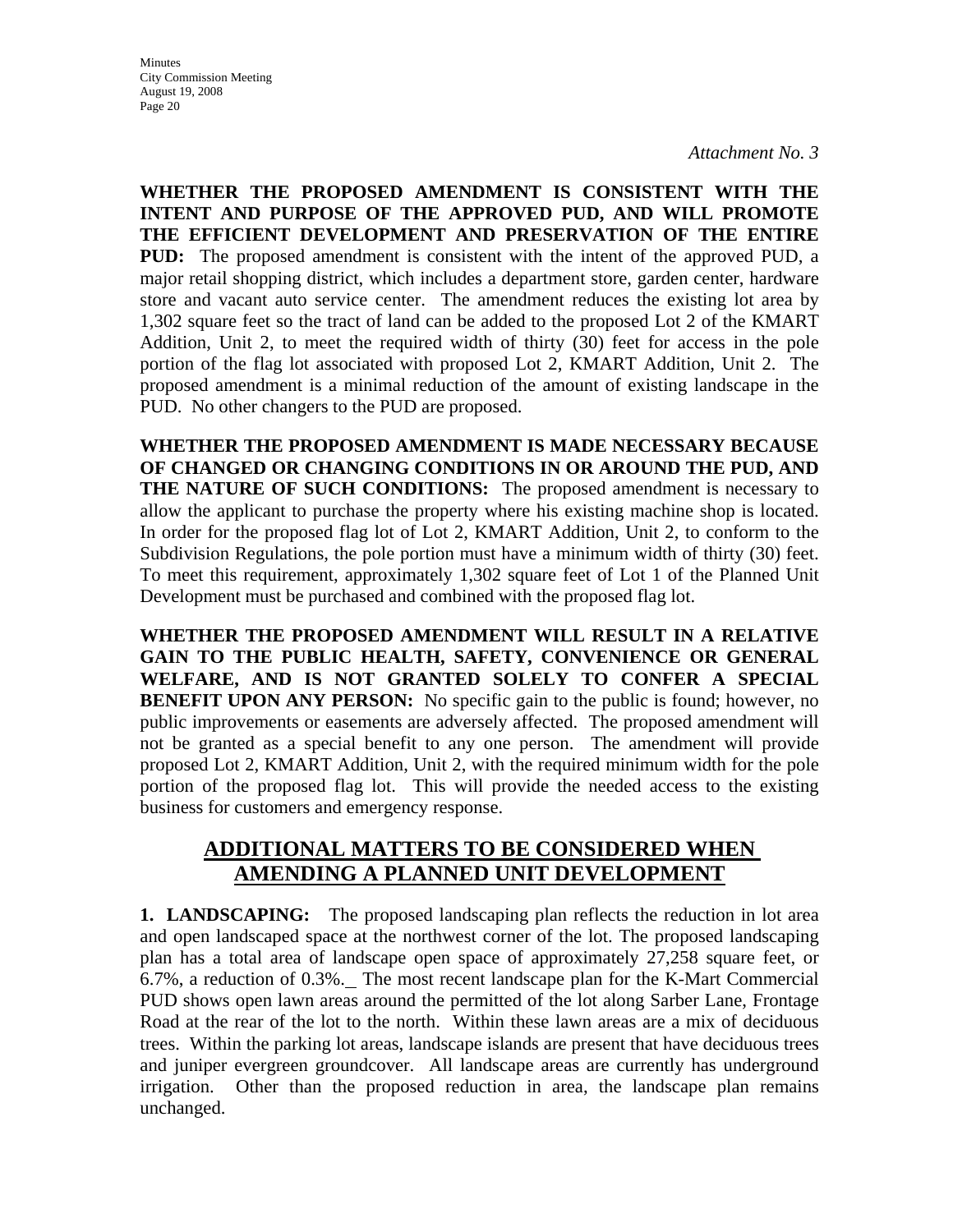*Attachment No. 3*

**WHETHER THE PROPOSED AMENDMENT IS CONSISTENT WITH THE INTENT AND PURPOSE OF THE APPROVED PUD, AND WILL PROMOTE THE EFFICIENT DEVELOPMENT AND PRESERVATION OF THE ENTIRE PUD:** The proposed amendment is consistent with the intent of the approved PUD, a major retail shopping district, which includes a department store, garden center, hardware store and vacant auto service center. The amendment reduces the existing lot area by 1,302 square feet so the tract of land can be added to the proposed Lot 2 of the KMART Addition, Unit 2, to meet the required width of thirty (30) feet for access in the pole portion of the flag lot associated with proposed Lot 2, KMART Addition, Unit 2. The proposed amendment is a minimal reduction of the amount of existing landscape in the PUD. No other changers to the PUD are proposed.

**WHETHER THE PROPOSED AMENDMENT IS MADE NECESSARY BECAUSE OF CHANGED OR CHANGING CONDITIONS IN OR AROUND THE PUD, AND THE NATURE OF SUCH CONDITIONS:** The proposed amendment is necessary to allow the applicant to purchase the property where his existing machine shop is located. In order for the proposed flag lot of Lot 2, KMART Addition, Unit 2, to conform to the Subdivision Regulations, the pole portion must have a minimum width of thirty (30) feet. To meet this requirement, approximately 1,302 square feet of Lot 1 of the Planned Unit Development must be purchased and combined with the proposed flag lot.

**WHETHER THE PROPOSED AMENDMENT WILL RESULT IN A RELATIVE GAIN TO THE PUBLIC HEALTH, SAFETY, CONVENIENCE OR GENERAL WELFARE, AND IS NOT GRANTED SOLELY TO CONFER A SPECIAL BENEFIT UPON ANY PERSON:** No specific gain to the public is found; however, no public improvements or easements are adversely affected. The proposed amendment will not be granted as a special benefit to any one person. The amendment will provide proposed Lot 2, KMART Addition, Unit 2, with the required minimum width for the pole portion of the proposed flag lot. This will provide the needed access to the existing business for customers and emergency response.

## ADDITIONAL MATTERS TO BE CONSIDERED WHEN AMENDING A PLANNED UNIT DEVELOPMENT

**1. LANDSCAPING:** The proposed landscaping plan reflects the reduction in lot area and open landscaped space at the northwest corner of the lot. The proposed landscaping plan has a total area of landscape open space of approximately 27,258 square feet, or 6.7%, a reduction of 0.3%._ The most recent landscape plan for the K-Mart Commercial PUD shows open lawn areas around the permitted of the lot along Sarber Lane, Frontage Road at the rear of the lot to the north. Within these lawn areas are a mix of deciduous trees. Within the parking lot areas, landscape islands are present that have deciduous trees and juniper evergreen groundcover. All landscape areas are currently has underground irrigation. Other than the proposed reduction in area, the landscape plan remains unchanged.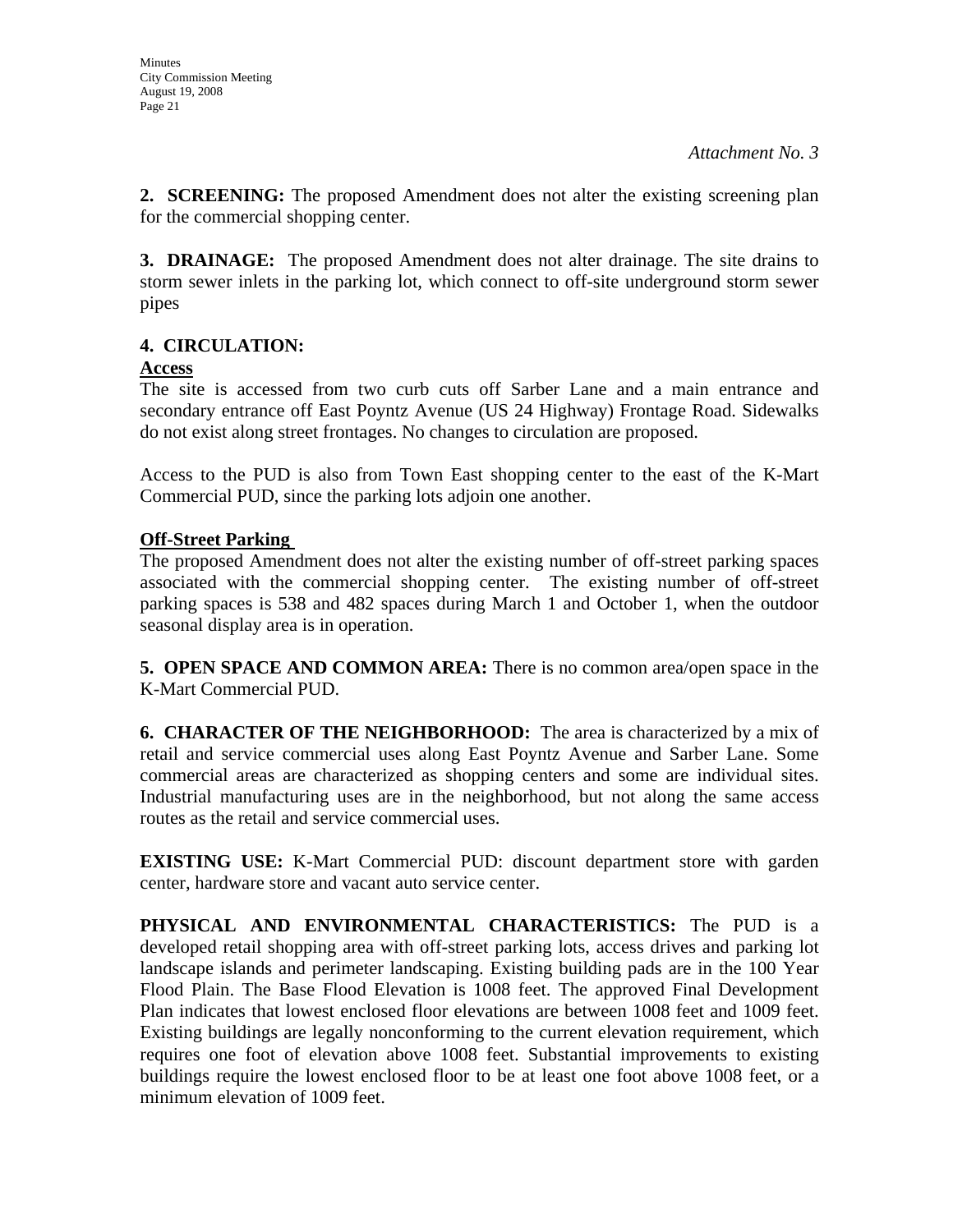*Attachment No. 3*

**2. SCREENING:** The proposed Amendment does not alter the existing screening plan for the commercial shopping center.

**3. DRAINAGE:** The proposed Amendment does not alter drainage. The site drains to storm sewer inlets in the parking lot, which connect to off-site underground storm sewer pipes

**4. CIRCULATION:**

**Access**

The site is accessed from two curb cuts off Sarber Lane and a main entrance and secondary entrance off East Poyntz Avenue (US 24 Highway) Frontage Road. Sidewalks do not exist along street frontages. No changes to circulation are proposed.

Access to the PUD is also from Town East shopping center to the east of the K-Mart Commercial PUD, since the parking lots adjoin one another.

**Off-Street Parking**

The proposed Amendment does not alter the existing number of off-street parking spaces associated with the commercial shopping center. The existing number of off-street parking spaces is 538 and 482 spaces during March 1 and October 1, when the outdoor seasonal display area is in operation.

**5. OPEN SPACE AND COMMON AREA:** There is no common area/open space in the K-Mart Commercial PUD.

**6. CHARACTER OF THE NEIGHBORHOOD:** The area is characterized by a mix of retail and service commercial uses along East Poyntz Avenue and Sarber Lane. Some commercial areas are characterized as shopping centers and some are individual sites. Industrial manufacturing uses are in the neighborhood, but not along the same access routes as the retail and service commercial uses.

**EXISTING USE:** K-Mart Commercial PUD: discount department store with garden center, hardware store and vacant auto service center.

**PHYSICAL AND ENVIRONMENTAL CHARACTERISTICS:** The PUD is a developed retail shopping area with off-street parking lots, access drives and parking lot landscape islands and perimeter landscaping. Existing building pads are in the 100 Year Flood Plain. The Base Flood Elevation is 1008 feet. The approved Final Development Plan indicates that lowest enclosed floor elevations are between 1008 feet and 1009 feet. Existing buildings are legally nonconforming to the current elevation requirement, which requires one foot of elevation above 1008 feet. Substantial improvements to existing buildings require the lowest enclosed floor to be at least one foot above 1008 feet, or a minimum elevation of 1009 feet.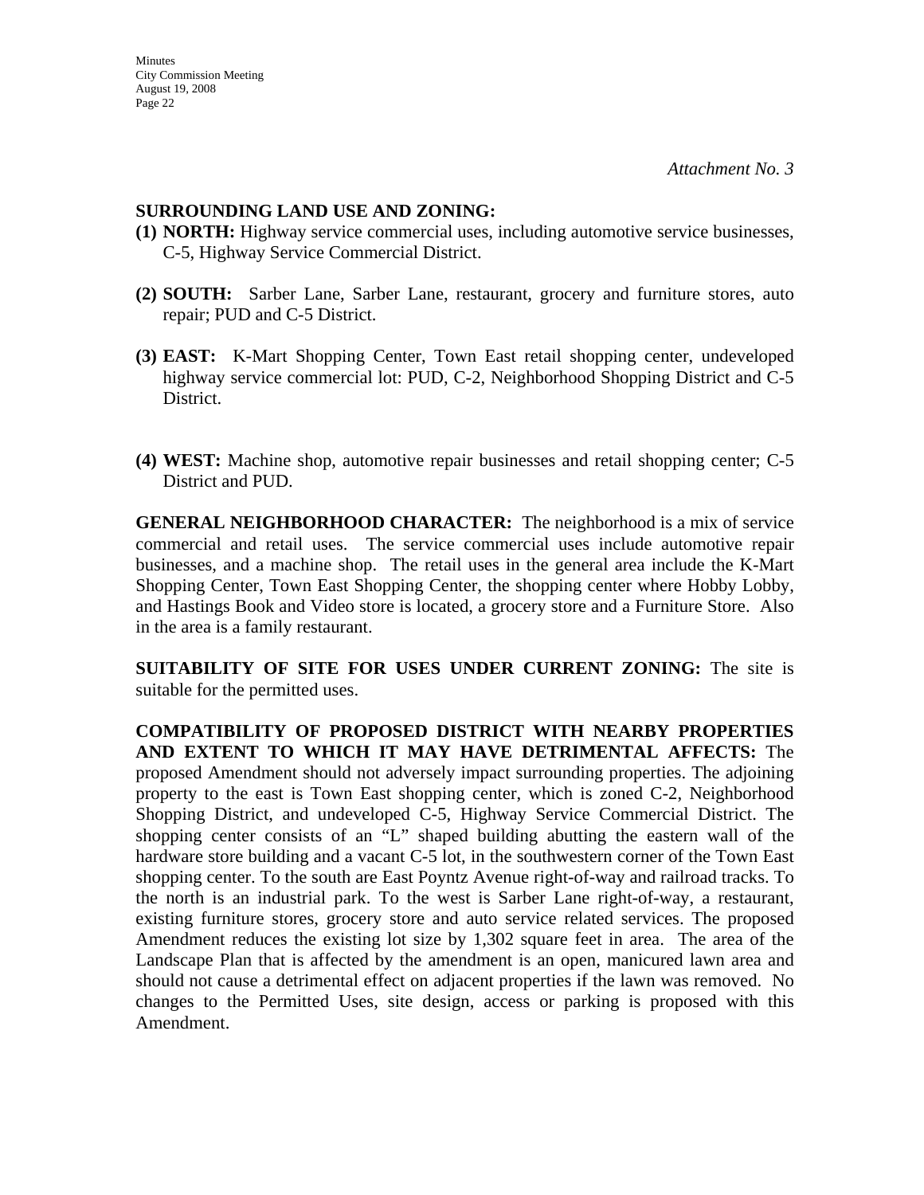*Attachment No. 3*

**SURROUNDING LAND USE AND ZONING:**

**(1) NORTH:** Highway service commercial uses, including automotive service businesses, C-5, Highway Service Commercial District.

**(2) SOUTH:** Sarber Lane, Sarber Lane, restaurant, grocery and furniture stores, auto repair; PUD and C-5 District.

**(3) EAST:** K-Mart Shopping Center, Town East retail shopping center, undeveloped highway service commercial lot: PUD, C-2, Neighborhood Shopping District and C-5 District.

**(4) WEST:** Machine shop, automotive repair businesses and retail shopping center; C-5 District and PUD.

**GENERAL NEIGHBORHOOD CHARACTER:** The neighborhood is a mix of service commercial and retail uses. The service commercial uses include automotive repair businesses, and a machine shop. The retail uses in the general area include the K-Mart Shopping Center, Town East Shopping Center, the shopping center where Hobby Lobby, and Hastings Book and Video store is located, a grocery store and a Furniture Store. Also in the area is a family restaurant.

**SUITABILITY OF SITE FOR USES UNDER CURRENT ZONING:** The site is suitable for the permitted uses.

**COMPATIBILITY OF PROPOSED DISTRICT WITH NEARBY PROPERTIES AND EXTENT TO WHICH IT MAY HAVE DETRIMENTAL AFFECTS:** The proposed Amendment should not adversely impact surrounding properties. The adjoining property to the east is Town East shopping center, which is zoned C-2, Neighborhood Shopping District, and undeveloped C-5, Highway Service Commercial District. The shopping center consists of an "L" shaped building abutting the eastern wall of the hardware store building and a vacant C-5 lot, in the southwestern corner of the Town East shopping center. To the south are East Poyntz Avenue right-of-way and railroad tracks. To the north is an industrial park. To the west is Sarber Lane right-of-way, a restaurant, existing furniture stores, grocery store and auto service related services. The proposed Amendment reduces the existing lot size by 1,302 square feet in area. The area of the Landscape Plan that is affected by the amendment is an open, manicured lawn area and should not cause a detrimental effect on adjacent properties if the lawn was removed. No changes to the Permitted Uses, site design, access or parking is proposed with this Amendment.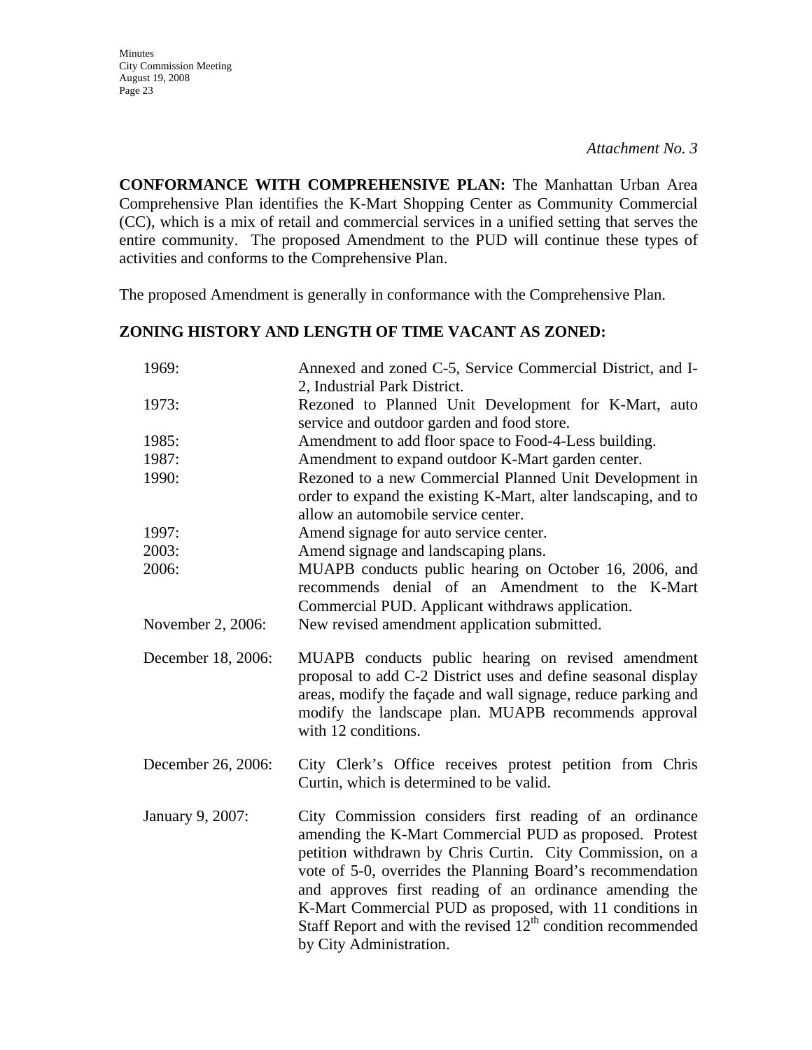*Attachment No. 3*

**CONFORMANCE WITH COMPREHENSIVE PLAN:** The Manhattan Urban Area Comprehensive Plan identifies the K-Mart Shopping Center as Community Commercial (CC), which is a mix of retail and commercial services in a unified setting that serves the entire community. The proposed Amendment to the PUD will continue these types of activities and conforms to the Comprehensive Plan.

The proposed Amendment is generally in conformance with the Comprehensive Plan.

**ZONING HISTORY AND LENGTH OF TIME VACANT AS ZONED:**

| | |
|---|---|
| 1969: | Annexed and zoned C-5, Service Commercial District, and I-2, Industrial Park District. |
| 1973: | Rezoned to Planned Unit Development for K-Mart, auto service and outdoor garden and food store. |
| 1985: | Amendment to add floor space to Food-4-Less building. |
| 1987: | Amendment to expand outdoor K-Mart garden center. |
| 1990: | Rezoned to a new Commercial Planned Unit Development in order to expand the existing K-Mart, alter landscaping, and to allow an automobile service center. |
| 1997: | Amend signage for auto service center. |
| 2003: | Amend signage and landscaping plans. |
| 2006: | MUAPB conducts public hearing on October 16, 2006, and recommends denial of an Amendment to the K-Mart Commercial PUD. Applicant withdraws application. |
| November 2, 2006: | New revised amendment application submitted. |
| December 18, 2006: | MUAPB conducts public hearing on revised amendment proposal to add C-2 District uses and define seasonal display areas, modify the façade and wall signage, reduce parking and modify the landscape plan. MUAPB recommends approval with 12 conditions. |
| December 26, 2006: | City Clerk's Office receives protest petition from Chris Curtin, which is determined to be valid. |
| January 9, 2007: | City Commission considers first reading of an ordinance amending the K-Mart Commercial PUD as proposed. Protest petition withdrawn by Chris Curtin. City Commission, on a vote of 5-0, overrides the Planning Board's recommendation and approves first reading of an ordinance amending the K-Mart Commercial PUD as proposed, with 11 conditions in Staff Report and with the revised 12th condition recommended by City Administration. |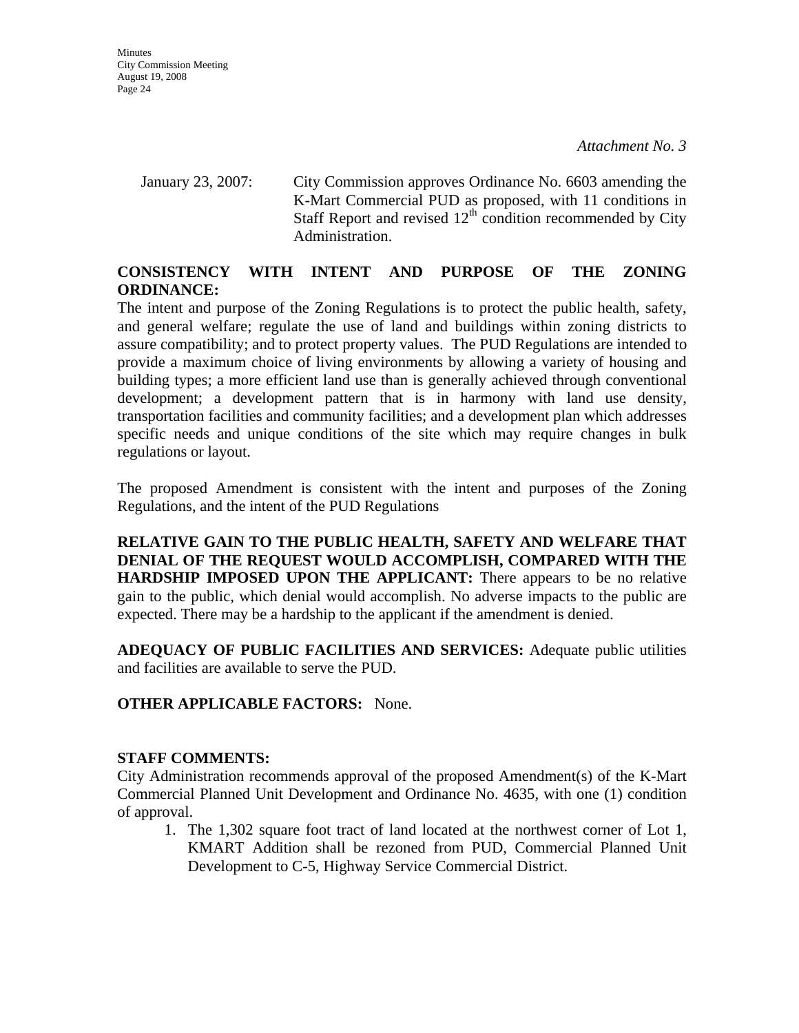*Attachment No. 3*

January 23, 2007: City Commission approves Ordinance No. 6603 amending the K-Mart Commercial PUD as proposed, with 11 conditions in Staff Report and revised 12th condition recommended by City Administration.

**CONSISTENCY WITH INTENT AND PURPOSE OF THE ZONING ORDINANCE:**
The intent and purpose of the Zoning Regulations is to protect the public health, safety, and general welfare; regulate the use of land and buildings within zoning districts to assure compatibility; and to protect property values. The PUD Regulations are intended to provide a maximum choice of living environments by allowing a variety of housing and building types; a more efficient land use than is generally achieved through conventional development; a development pattern that is in harmony with land use density, transportation facilities and community facilities; and a development plan which addresses specific needs and unique conditions of the site which may require changes in bulk regulations or layout.

The proposed Amendment is consistent with the intent and purposes of the Zoning Regulations, and the intent of the PUD Regulations

**RELATIVE GAIN TO THE PUBLIC HEALTH, SAFETY AND WELFARE THAT DENIAL OF THE REQUEST WOULD ACCOMPLISH, COMPARED WITH THE HARDSHIP IMPOSED UPON THE APPLICANT:** There appears to be no relative gain to the public, which denial would accomplish. No adverse impacts to the public are expected. There may be a hardship to the applicant if the amendment is denied.

**ADEQUACY OF PUBLIC FACILITIES AND SERVICES:** Adequate public utilities and facilities are available to serve the PUD.

**OTHER APPLICABLE FACTORS:** None.

**STAFF COMMENTS:**
City Administration recommends approval of the proposed Amendment(s) of the K-Mart Commercial Planned Unit Development and Ordinance No. 4635, with one (1) condition of approval.

1. The 1,302 square foot tract of land located at the northwest corner of Lot 1, KMART Addition shall be rezoned from PUD, Commercial Planned Unit Development to C-5, Highway Service Commercial District.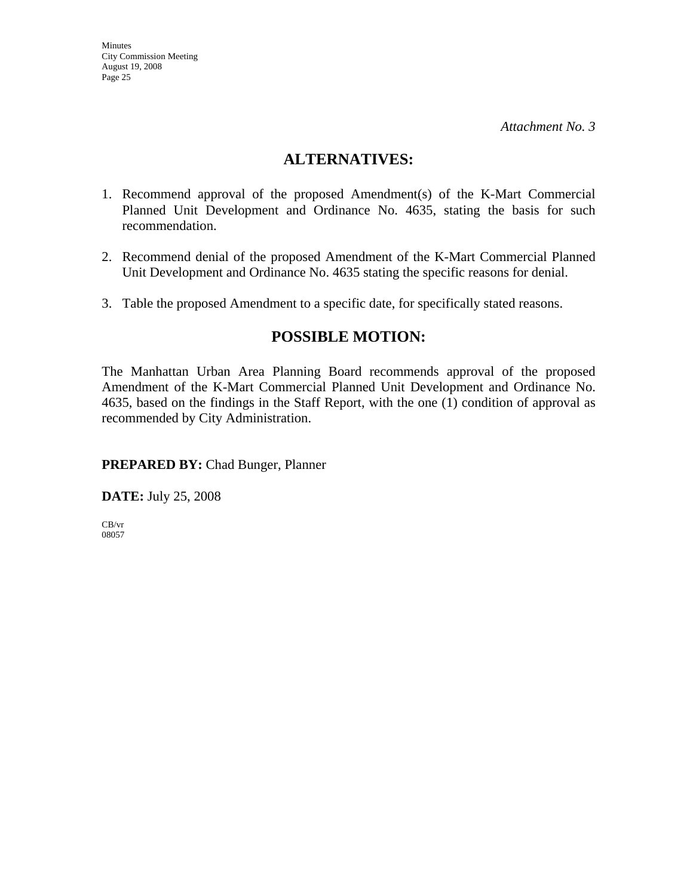*Attachment No. 3*

## ALTERNATIVES:

1. Recommend approval of the proposed Amendment(s) of the K-Mart Commercial Planned Unit Development and Ordinance No. 4635, stating the basis for such recommendation.

2. Recommend denial of the proposed Amendment of the K-Mart Commercial Planned Unit Development and Ordinance No. 4635 stating the specific reasons for denial.

3. Table the proposed Amendment to a specific date, for specifically stated reasons.

## POSSIBLE MOTION:

The Manhattan Urban Area Planning Board recommends approval of the proposed Amendment of the K-Mart Commercial Planned Unit Development and Ordinance No. 4635, based on the findings in the Staff Report, with the one (1) condition of approval as recommended by City Administration.

**PREPARED BY:** Chad Bunger, Planner

**DATE:** July 25, 2008

CB/vr
08057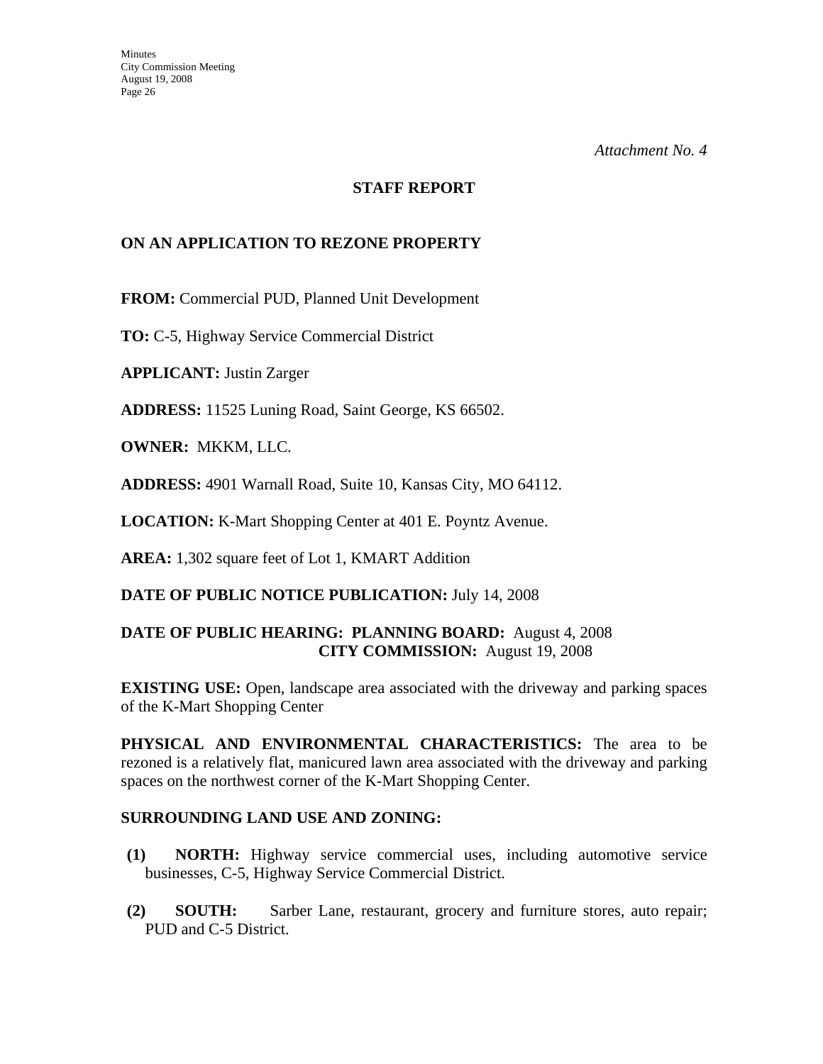*Attachment No. 4*

# STAFF REPORT

## ON AN APPLICATION TO REZONE PROPERTY

**FROM:** Commercial PUD, Planned Unit Development

**TO:** C-5, Highway Service Commercial District

**APPLICANT:** Justin Zarger

**ADDRESS:** 11525 Luning Road, Saint George, KS 66502.

**OWNER:** MKKM, LLC.

**ADDRESS:** 4901 Warnall Road, Suite 10, Kansas City, MO 64112.

**LOCATION:** K-Mart Shopping Center at 401 E. Poyntz Avenue.

**AREA:** 1,302 square feet of Lot 1, KMART Addition

**DATE OF PUBLIC NOTICE PUBLICATION:** July 14, 2008

**DATE OF PUBLIC HEARING: PLANNING BOARD:** August 4, 2008
**CITY COMMISSION:** August 19, 2008

**EXISTING USE:** Open, landscape area associated with the driveway and parking spaces of the K-Mart Shopping Center

**PHYSICAL AND ENVIRONMENTAL CHARACTERISTICS:** The area to be rezoned is a relatively flat, manicured lawn area associated with the driveway and parking spaces on the northwest corner of the K-Mart Shopping Center.

**SURROUNDING LAND USE AND ZONING:**

**(1) NORTH:** Highway service commercial uses, including automotive service businesses, C-5, Highway Service Commercial District.

**(2) SOUTH:** Sarber Lane, restaurant, grocery and furniture stores, auto repair; PUD and C-5 District.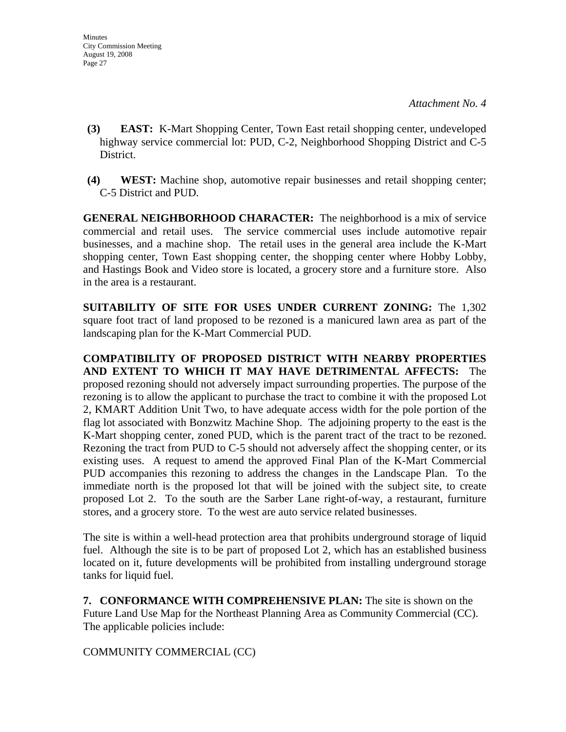*Attachment No. 4*

**(3) EAST:** K-Mart Shopping Center, Town East retail shopping center, undeveloped highway service commercial lot: PUD, C-2, Neighborhood Shopping District and C-5 District.

**(4) WEST:** Machine shop, automotive repair businesses and retail shopping center; C-5 District and PUD.

**GENERAL NEIGHBORHOOD CHARACTER:** The neighborhood is a mix of service commercial and retail uses. The service commercial uses include automotive repair businesses, and a machine shop. The retail uses in the general area include the K-Mart shopping center, Town East shopping center, the shopping center where Hobby Lobby, and Hastings Book and Video store is located, a grocery store and a furniture store. Also in the area is a restaurant.

**SUITABILITY OF SITE FOR USES UNDER CURRENT ZONING:** The 1,302 square foot tract of land proposed to be rezoned is a manicured lawn area as part of the landscaping plan for the K-Mart Commercial PUD.

**COMPATIBILITY OF PROPOSED DISTRICT WITH NEARBY PROPERTIES AND EXTENT TO WHICH IT MAY HAVE DETRIMENTAL AFFECTS:** The proposed rezoning should not adversely impact surrounding properties. The purpose of the rezoning is to allow the applicant to purchase the tract to combine it with the proposed Lot 2, KMART Addition Unit Two, to have adequate access width for the pole portion of the flag lot associated with Bonzwitz Machine Shop. The adjoining property to the east is the K-Mart shopping center, zoned PUD, which is the parent tract of the tract to be rezoned. Rezoning the tract from PUD to C-5 should not adversely affect the shopping center, or its existing uses. A request to amend the approved Final Plan of the K-Mart Commercial PUD accompanies this rezoning to address the changes in the Landscape Plan. To the immediate north is the proposed lot that will be joined with the subject site, to create proposed Lot 2. To the south are the Sarber Lane right-of-way, a restaurant, furniture stores, and a grocery store. To the west are auto service related businesses.

The site is within a well-head protection area that prohibits underground storage of liquid fuel. Although the site is to be part of proposed Lot 2, which has an established business located on it, future developments will be prohibited from installing underground storage tanks for liquid fuel.

**7. CONFORMANCE WITH COMPREHENSIVE PLAN:** The site is shown on the Future Land Use Map for the Northeast Planning Area as Community Commercial (CC). The applicable policies include:

COMMUNITY COMMERCIAL (CC)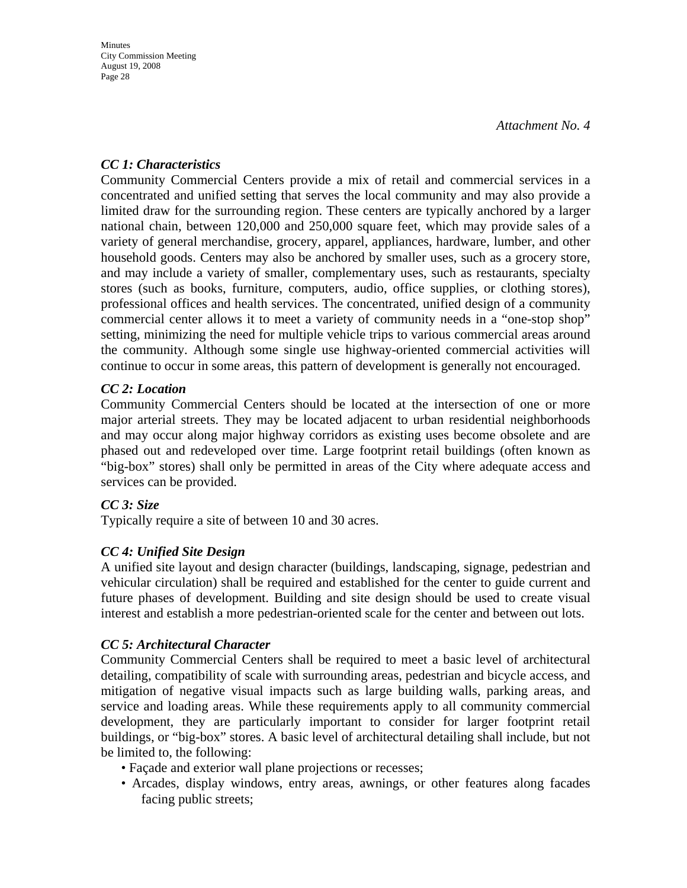*Attachment No. 4*

### *CC 1: Characteristics*

Community Commercial Centers provide a mix of retail and commercial services in a concentrated and unified setting that serves the local community and may also provide a limited draw for the surrounding region. These centers are typically anchored by a larger national chain, between 120,000 and 250,000 square feet, which may provide sales of a variety of general merchandise, grocery, apparel, appliances, hardware, lumber, and other household goods. Centers may also be anchored by smaller uses, such as a grocery store, and may include a variety of smaller, complementary uses, such as restaurants, specialty stores (such as books, furniture, computers, audio, office supplies, or clothing stores), professional offices and health services. The concentrated, unified design of a community commercial center allows it to meet a variety of community needs in a "one-stop shop" setting, minimizing the need for multiple vehicle trips to various commercial areas around the community. Although some single use highway-oriented commercial activities will continue to occur in some areas, this pattern of development is generally not encouraged.

### *CC 2: Location*

Community Commercial Centers should be located at the intersection of one or more major arterial streets. They may be located adjacent to urban residential neighborhoods and may occur along major highway corridors as existing uses become obsolete and are phased out and redeveloped over time. Large footprint retail buildings (often known as "big-box" stores) shall only be permitted in areas of the City where adequate access and services can be provided.

### *CC 3: Size*

Typically require a site of between 10 and 30 acres.

### *CC 4: Unified Site Design*

A unified site layout and design character (buildings, landscaping, signage, pedestrian and vehicular circulation) shall be required and established for the center to guide current and future phases of development. Building and site design should be used to create visual interest and establish a more pedestrian-oriented scale for the center and between out lots.

### *CC 5: Architectural Character*

Community Commercial Centers shall be required to meet a basic level of architectural detailing, compatibility of scale with surrounding areas, pedestrian and bicycle access, and mitigation of negative visual impacts such as large building walls, parking areas, and service and loading areas. While these requirements apply to all community commercial development, they are particularly important to consider for larger footprint retail buildings, or "big-box" stores. A basic level of architectural detailing shall include, but not be limited to, the following:

- Façade and exterior wall plane projections or recesses;
- Arcades, display windows, entry areas, awnings, or other features along facades facing public streets;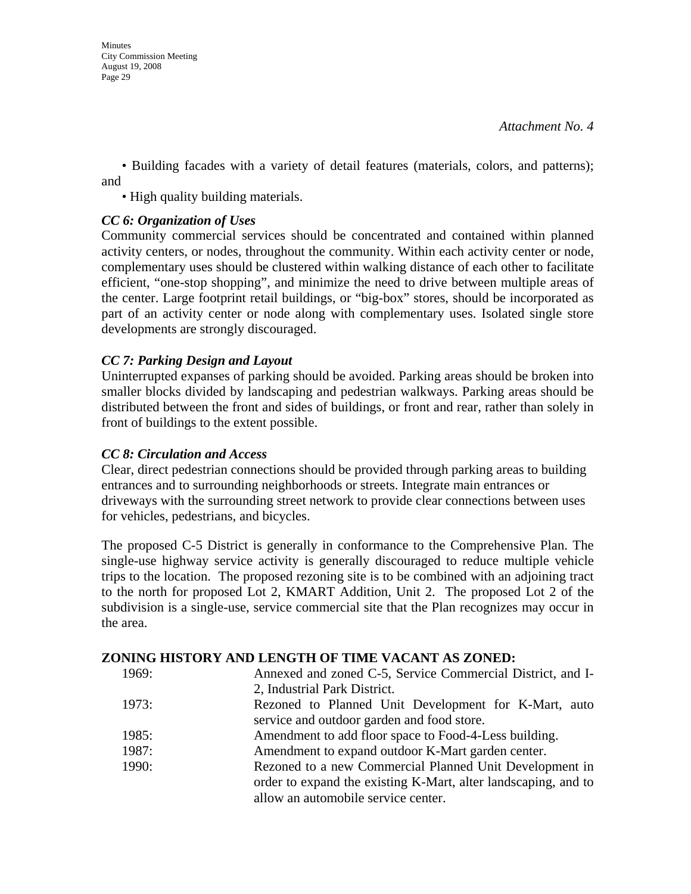*Attachment No. 4*

- Building facades with a variety of detail features (materials, colors, and patterns); and
- High quality building materials.

***CC 6: Organization of Uses***

Community commercial services should be concentrated and contained within planned activity centers, or nodes, throughout the community. Within each activity center or node, complementary uses should be clustered within walking distance of each other to facilitate efficient, "one-stop shopping", and minimize the need to drive between multiple areas of the center. Large footprint retail buildings, or "big-box" stores, should be incorporated as part of an activity center or node along with complementary uses. Isolated single store developments are strongly discouraged.

***CC 7: Parking Design and Layout***

Uninterrupted expanses of parking should be avoided. Parking areas should be broken into smaller blocks divided by landscaping and pedestrian walkways. Parking areas should be distributed between the front and sides of buildings, or front and rear, rather than solely in front of buildings to the extent possible.

***CC 8: Circulation and Access***

Clear, direct pedestrian connections should be provided through parking areas to building entrances and to surrounding neighborhoods or streets. Integrate main entrances or driveways with the surrounding street network to provide clear connections between uses for vehicles, pedestrians, and bicycles.

The proposed C-5 District is generally in conformance to the Comprehensive Plan. The single-use highway service activity is generally discouraged to reduce multiple vehicle trips to the location. The proposed rezoning site is to be combined with an adjoining tract to the north for proposed Lot 2, KMART Addition, Unit 2. The proposed Lot 2 of the subdivision is a single-use, service commercial site that the Plan recognizes may occur in the area.

**ZONING HISTORY AND LENGTH OF TIME VACANT AS ZONED:**

| | |
|---|---|
| 1969: | Annexed and zoned C-5, Service Commercial District, and I-2, Industrial Park District. |
| 1973: | Rezoned to Planned Unit Development for K-Mart, auto service and outdoor garden and food store. |
| 1985: | Amendment to add floor space to Food-4-Less building. |
| 1987: | Amendment to expand outdoor K-Mart garden center. |
| 1990: | Rezoned to a new Commercial Planned Unit Development in order to expand the existing K-Mart, alter landscaping, and to allow an automobile service center. |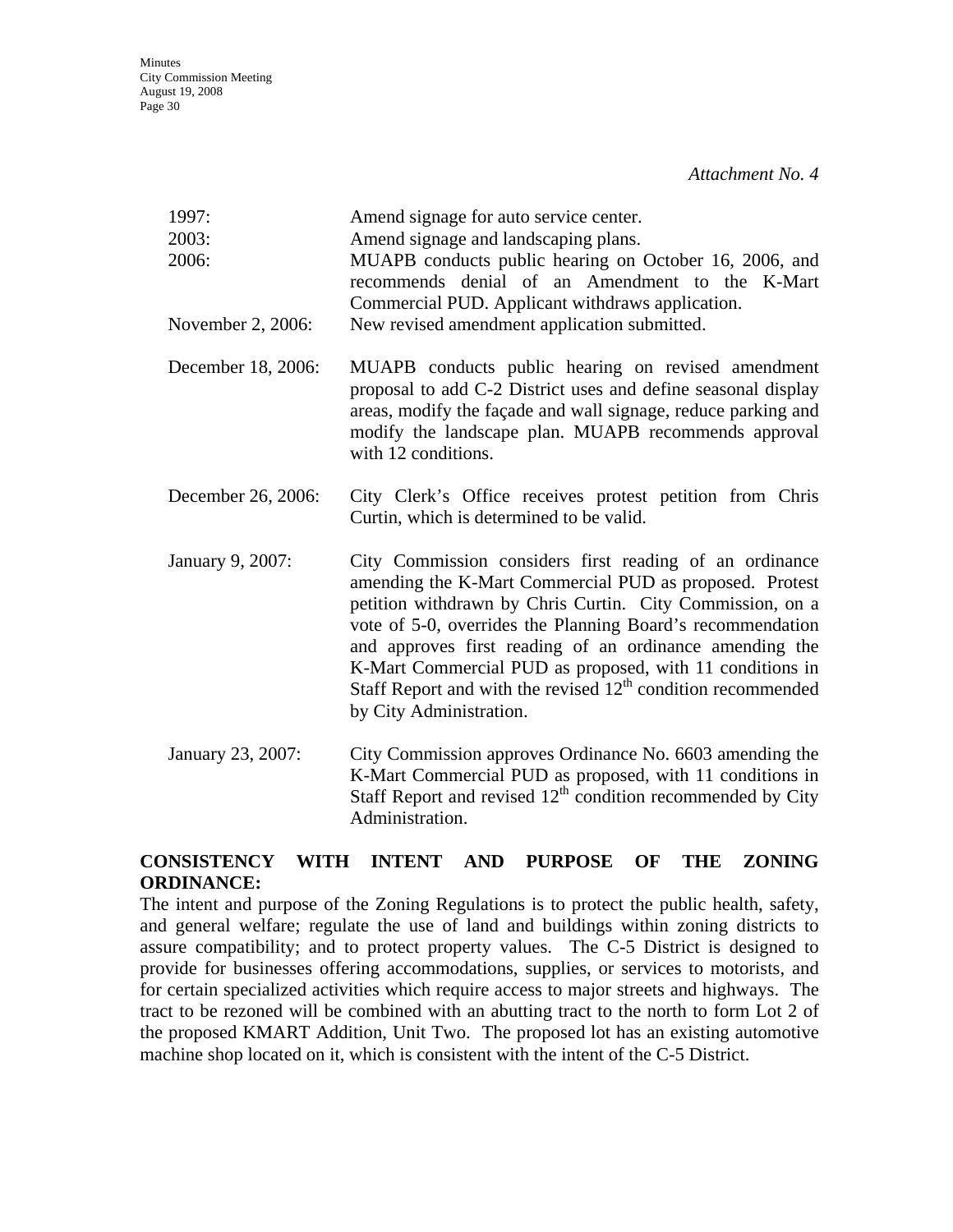*Attachment No. 4*

| | |
|---|---|
| 1997: | Amend signage for auto service center. |
| 2003: | Amend signage and landscaping plans. |
| 2006: | MUAPB conducts public hearing on October 16, 2006, and recommends denial of an Amendment to the K-Mart Commercial PUD. Applicant withdraws application. |
| November 2, 2006: | New revised amendment application submitted. |
| December 18, 2006: | MUAPB conducts public hearing on revised amendment proposal to add C-2 District uses and define seasonal display areas, modify the façade and wall signage, reduce parking and modify the landscape plan. MUAPB recommends approval with 12 conditions. |
| December 26, 2006: | City Clerk's Office receives protest petition from Chris Curtin, which is determined to be valid. |
| January 9, 2007: | City Commission considers first reading of an ordinance amending the K-Mart Commercial PUD as proposed. Protest petition withdrawn by Chris Curtin. City Commission, on a vote of 5-0, overrides the Planning Board's recommendation and approves first reading of an ordinance amending the K-Mart Commercial PUD as proposed, with 11 conditions in Staff Report and with the revised 12th condition recommended by City Administration. |
| January 23, 2007: | City Commission approves Ordinance No. 6603 amending the K-Mart Commercial PUD as proposed, with 11 conditions in Staff Report and revised 12th condition recommended by City Administration. |

**CONSISTENCY WITH INTENT AND PURPOSE OF THE ZONING ORDINANCE:**

The intent and purpose of the Zoning Regulations is to protect the public health, safety, and general welfare; regulate the use of land and buildings within zoning districts to assure compatibility; and to protect property values. The C-5 District is designed to provide for businesses offering accommodations, supplies, or services to motorists, and for certain specialized activities which require access to major streets and highways. The tract to be rezoned will be combined with an abutting tract to the north to form Lot 2 of the proposed KMART Addition, Unit Two. The proposed lot has an existing automotive machine shop located on it, which is consistent with the intent of the C-5 District.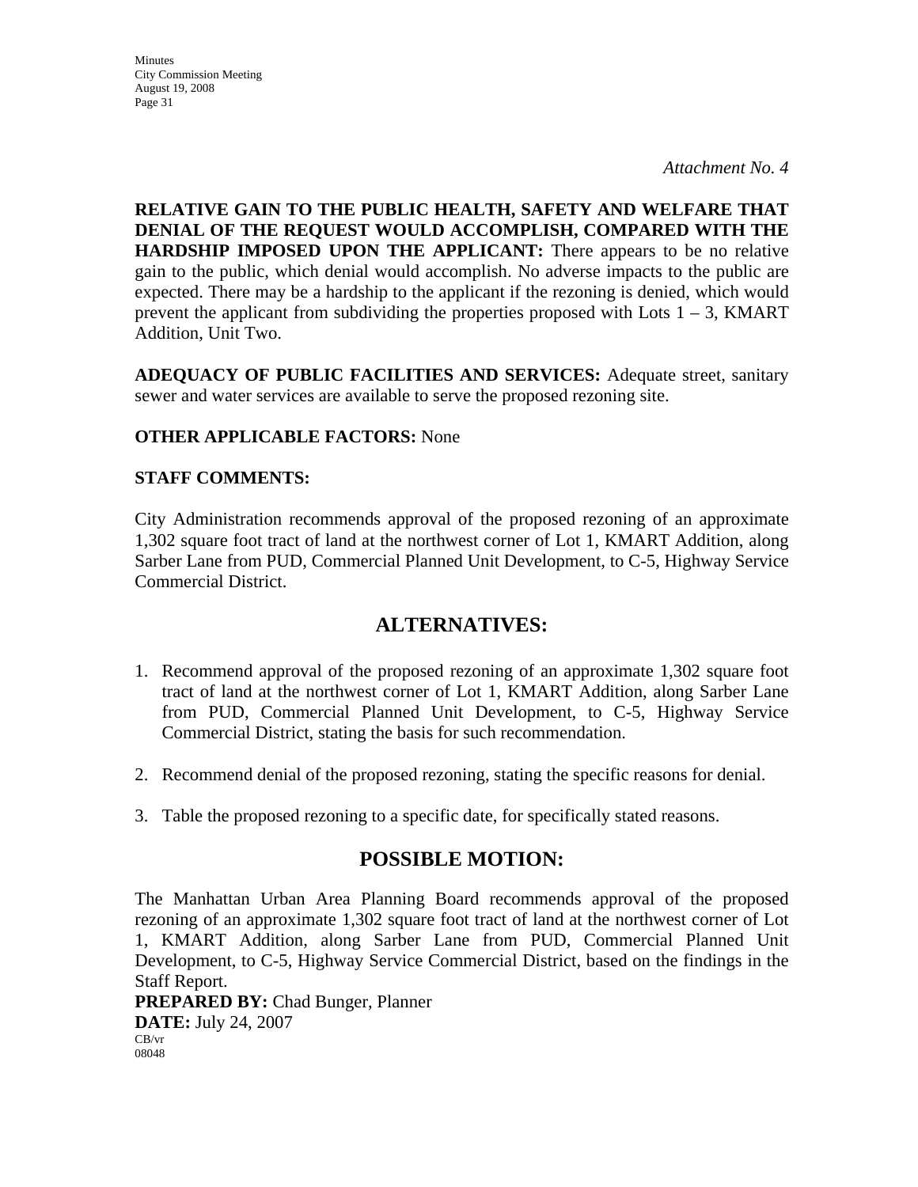*Attachment No. 4*

**RELATIVE GAIN TO THE PUBLIC HEALTH, SAFETY AND WELFARE THAT DENIAL OF THE REQUEST WOULD ACCOMPLISH, COMPARED WITH THE HARDSHIP IMPOSED UPON THE APPLICANT:** There appears to be no relative gain to the public, which denial would accomplish. No adverse impacts to the public are expected. There may be a hardship to the applicant if the rezoning is denied, which would prevent the applicant from subdividing the properties proposed with Lots 1 – 3, KMART Addition, Unit Two.

**ADEQUACY OF PUBLIC FACILITIES AND SERVICES:** Adequate street, sanitary sewer and water services are available to serve the proposed rezoning site.

**OTHER APPLICABLE FACTORS:** None

**STAFF COMMENTS:**

City Administration recommends approval of the proposed rezoning of an approximate 1,302 square foot tract of land at the northwest corner of Lot 1, KMART Addition, along Sarber Lane from PUD, Commercial Planned Unit Development, to C-5, Highway Service Commercial District.

## ALTERNATIVES:

1. Recommend approval of the proposed rezoning of an approximate 1,302 square foot tract of land at the northwest corner of Lot 1, KMART Addition, along Sarber Lane from PUD, Commercial Planned Unit Development, to C-5, Highway Service Commercial District, stating the basis for such recommendation.

2. Recommend denial of the proposed rezoning, stating the specific reasons for denial.

3. Table the proposed rezoning to a specific date, for specifically stated reasons.

## POSSIBLE MOTION:

The Manhattan Urban Area Planning Board recommends approval of the proposed rezoning of an approximate 1,302 square foot tract of land at the northwest corner of Lot 1, KMART Addition, along Sarber Lane from PUD, Commercial Planned Unit Development, to C-5, Highway Service Commercial District, based on the findings in the Staff Report.

**PREPARED BY:** Chad Bunger, Planner

**DATE:** July 24, 2007

CB/vr
08048